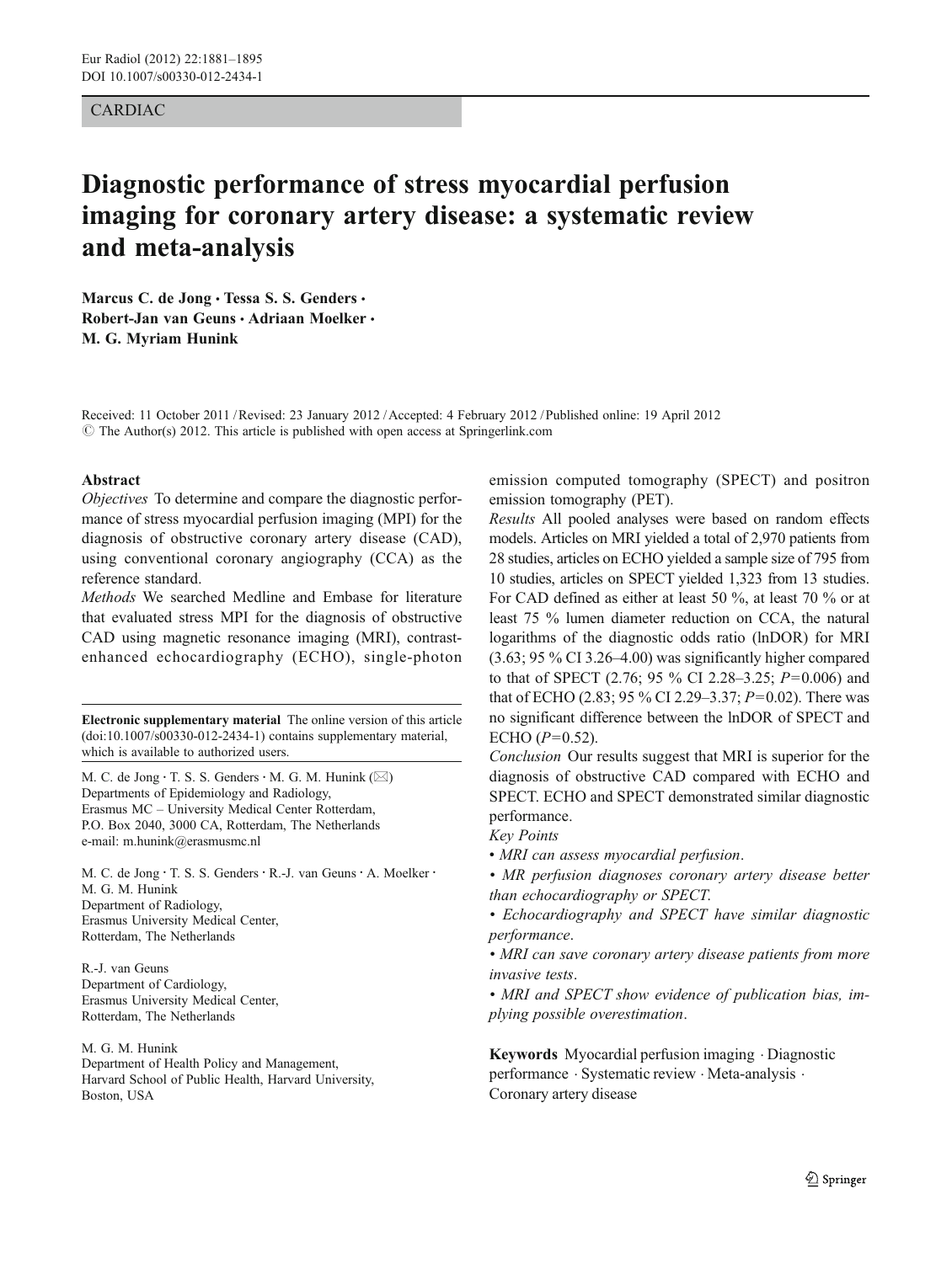CARDIAC

# Diagnostic performance of stress myocardial perfusion imaging for coronary artery disease: a systematic review and meta-analysis

**Marcus C. de Jong · Tessa S. S. Genders · Robert-Jan van Geuns · Adriaan Moelker · M. G. Myriam Hunink**

Received: 11 October 2011 / Revised: 23 January 2012 / Accepted: 4 February 2012 / Published online: 19 April 2012
© The Author(s) 2012. This article is published with open access at Springerlink.com

## Abstract

*Objectives* To determine and compare the diagnostic performance of stress myocardial perfusion imaging (MPI) for the diagnosis of obstructive coronary artery disease (CAD), using conventional coronary angiography (CCA) as the reference standard.

*Methods* We searched Medline and Embase for literature that evaluated stress MPI for the diagnosis of obstructive CAD using magnetic resonance imaging (MRI), contrast-enhanced echocardiography (ECHO), single-photon emission computed tomography (SPECT) and positron emission tomography (PET).

*Results* All pooled analyses were based on random effects models. Articles on MRI yielded a total of 2,970 patients from 28 studies, articles on ECHO yielded a sample size of 795 from 10 studies, articles on SPECT yielded 1,323 from 13 studies. For CAD defined as either at least 50 %, at least 70 % or at least 75 % lumen diameter reduction on CCA, the natural logarithms of the diagnostic odds ratio (lnDOR) for MRI (3.63; 95 % CI 3.26–4.00) was significantly higher compared to that of SPECT (2.76; 95 % CI 2.28–3.25; $P=0.006$) and that of ECHO (2.83; 95 % CI 2.29–3.37; $P=0.02$). There was no significant difference between the lnDOR of SPECT and ECHO ($P=0.52$).

*Conclusion* Our results suggest that MRI is superior for the diagnosis of obstructive CAD compared with ECHO and SPECT. ECHO and SPECT demonstrated similar diagnostic performance.

*Key Points*

- *MRI can assess myocardial perfusion.*
- *MR perfusion diagnoses coronary artery disease better than echocardiography or SPECT.*
- *Echocardiography and SPECT have similar diagnostic performance.*
- *MRI can save coronary artery disease patients from more invasive tests.*
- *MRI and SPECT show evidence of publication bias, implying possible overestimation.*

**Keywords** Myocardial perfusion imaging · Diagnostic performance · Systematic review · Meta-analysis · Coronary artery disease

**Electronic supplementary material** The online version of this article (doi:10.1007/s00330-012-2434-1) contains supplementary material, which is available to authorized users.

M. C. de Jong · T. S. S. Genders · M. G. M. Hunink (✉)
Departments of Epidemiology and Radiology,
Erasmus MC – University Medical Center Rotterdam,
P.O. Box 2040, 3000 CA, Rotterdam, The Netherlands
e-mail: m.hunink@erasmusmc.nl

M. C. de Jong · T. S. S. Genders · R.-J. van Geuns · A. Moelker · M. G. M. Hunink
Department of Radiology,
Erasmus University Medical Center,
Rotterdam, The Netherlands

R.-J. van Geuns
Department of Cardiology,
Erasmus University Medical Center,
Rotterdam, The Netherlands

M. G. M. Hunink
Department of Health Policy and Management,
Harvard School of Public Health, Harvard University,
Boston, USA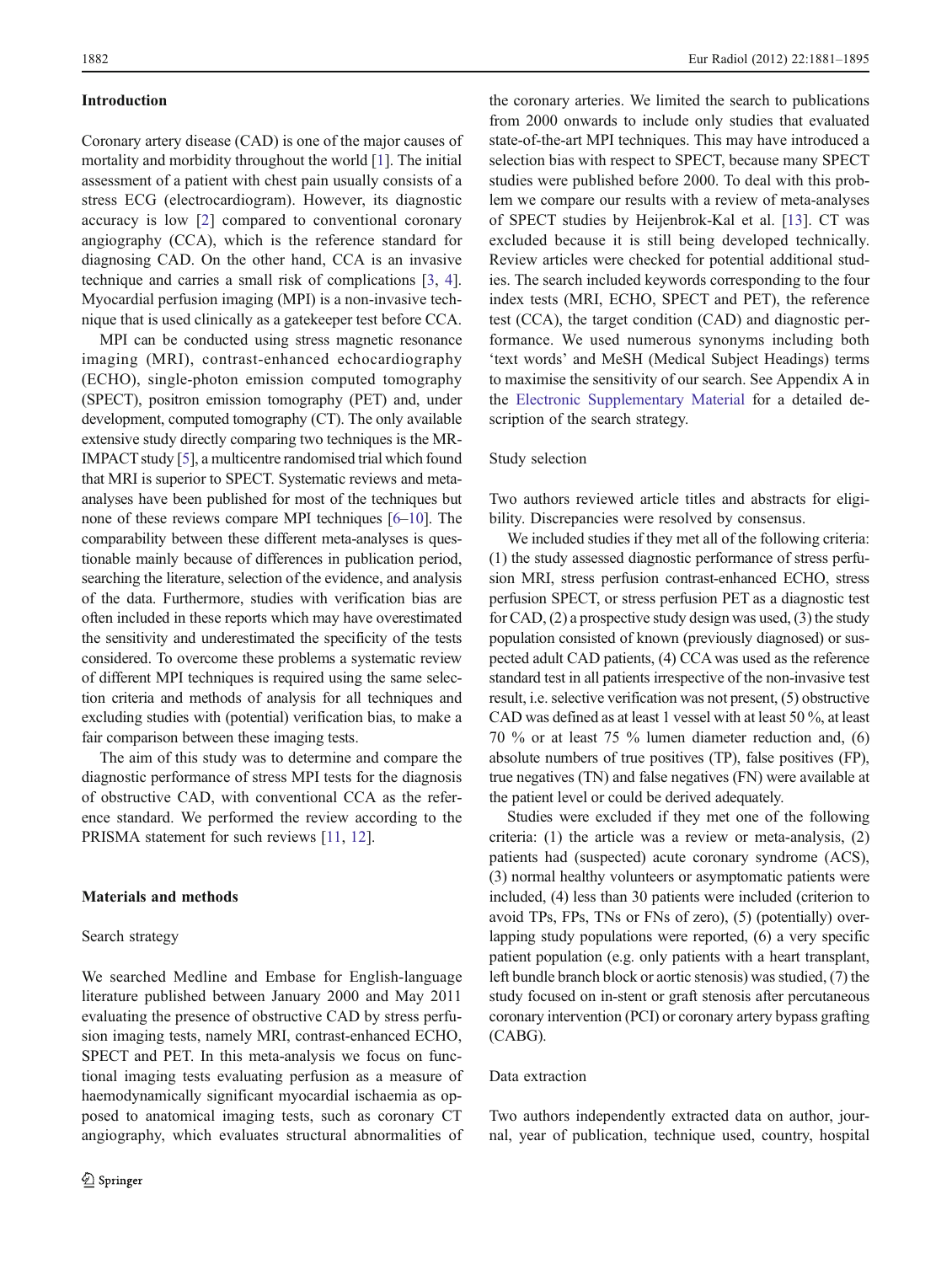## Introduction

Coronary artery disease (CAD) is one of the major causes of mortality and morbidity throughout the world [1]. The initial assessment of a patient with chest pain usually consists of a stress ECG (electrocardiogram). However, its diagnostic accuracy is low [2] compared to conventional coronary angiography (CCA), which is the reference standard for diagnosing CAD. On the other hand, CCA is an invasive technique and carries a small risk of complications [3, 4]. Myocardial perfusion imaging (MPI) is a non-invasive technique that is used clinically as a gatekeeper test before CCA.

MPI can be conducted using stress magnetic resonance imaging (MRI), contrast-enhanced echocardiography (ECHO), single-photon emission computed tomography (SPECT), positron emission tomography (PET) and, under development, computed tomography (CT). The only available extensive study directly comparing two techniques is the MR-IMPACT study [5], a multicentre randomised trial which found that MRI is superior to SPECT. Systematic reviews and meta-analyses have been published for most of the techniques but none of these reviews compare MPI techniques [6–10]. The comparability between these different meta-analyses is questionable mainly because of differences in publication period, searching the literature, selection of the evidence, and analysis of the data. Furthermore, studies with verification bias are often included in these reports which may have overestimated the sensitivity and underestimated the specificity of the tests considered. To overcome these problems a systematic review of different MPI techniques is required using the same selection criteria and methods of analysis for all techniques and excluding studies with (potential) verification bias, to make a fair comparison between these imaging tests.

The aim of this study was to determine and compare the diagnostic performance of stress MPI tests for the diagnosis of obstructive CAD, with conventional CCA as the reference standard. We performed the review according to the PRISMA statement for such reviews [11, 12].

## Materials and methods

### Search strategy

We searched Medline and Embase for English-language literature published between January 2000 and May 2011 evaluating the presence of obstructive CAD by stress perfusion imaging tests, namely MRI, contrast-enhanced ECHO, SPECT and PET. In this meta-analysis we focus on functional imaging tests evaluating perfusion as a measure of haemodynamically significant myocardial ischaemia as opposed to anatomical imaging tests, such as coronary CT angiography, which evaluates structural abnormalities of the coronary arteries. We limited the search to publications from 2000 onwards to include only studies that evaluated state-of-the-art MPI techniques. This may have introduced a selection bias with respect to SPECT, because many SPECT studies were published before 2000. To deal with this problem we compare our results with a review of meta-analyses of SPECT studies by Heijenbrok-Kal et al. [13]. CT was excluded because it is still being developed technically. Review articles were checked for potential additional studies. The search included keywords corresponding to the four index tests (MRI, ECHO, SPECT and PET), the reference test (CCA), the target condition (CAD) and diagnostic performance. We used numerous synonyms including both 'text words' and MeSH (Medical Subject Headings) terms to maximise the sensitivity of our search. See Appendix A in the Electronic Supplementary Material for a detailed description of the search strategy.

### Study selection

Two authors reviewed article titles and abstracts for eligibility. Discrepancies were resolved by consensus.

We included studies if they met all of the following criteria: (1) the study assessed diagnostic performance of stress perfusion MRI, stress perfusion contrast-enhanced ECHO, stress perfusion SPECT, or stress perfusion PET as a diagnostic test for CAD, (2) a prospective study design was used, (3) the study population consisted of known (previously diagnosed) or suspected adult CAD patients, (4) CCA was used as the reference standard test in all patients irrespective of the non-invasive test result, i.e. selective verification was not present, (5) obstructive CAD was defined as at least 1 vessel with at least 50 %, at least 70 % or at least 75 % lumen diameter reduction and, (6) absolute numbers of true positives (TP), false positives (FP), true negatives (TN) and false negatives (FN) were available at the patient level or could be derived adequately.

Studies were excluded if they met one of the following criteria: (1) the article was a review or meta-analysis, (2) patients had (suspected) acute coronary syndrome (ACS), (3) normal healthy volunteers or asymptomatic patients were included, (4) less than 30 patients were included (criterion to avoid TPs, FPs, TNs or FNs of zero), (5) (potentially) overlapping study populations were reported, (6) a very specific patient population (e.g. only patients with a heart transplant, left bundle branch block or aortic stenosis) was studied, (7) the study focused on in-stent or graft stenosis after percutaneous coronary intervention (PCI) or coronary artery bypass grafting (CABG).

### Data extraction

Two authors independently extracted data on author, journal, year of publication, technique used, country, hospital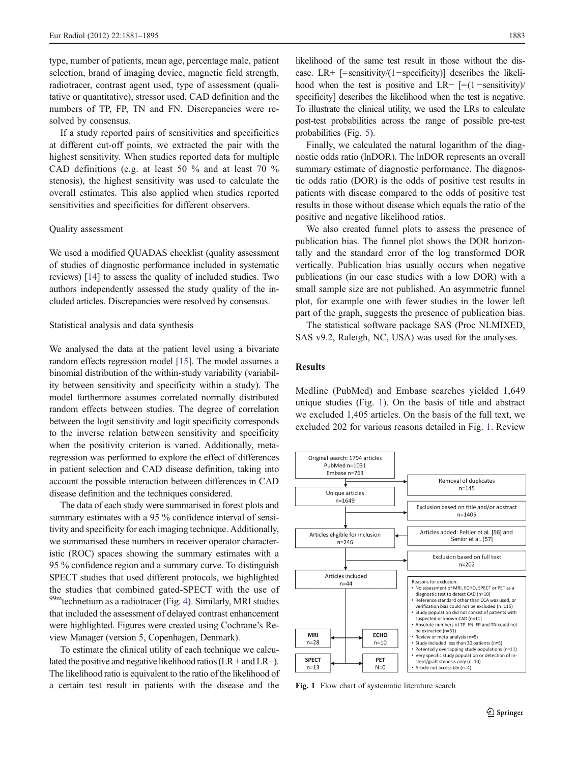type, number of patients, mean age, percentage male, patient selection, brand of imaging device, magnetic field strength, radiotracer, contrast agent used, type of assessment (qualitative or quantitative), stressor used, CAD definition and the numbers of TP, FP, TN and FN. Discrepancies were resolved by consensus.

If a study reported pairs of sensitivities and specificities at different cut-off points, we extracted the pair with the highest sensitivity. When studies reported data for multiple CAD definitions (e.g. at least 50 % and at least 70 % stenosis), the highest sensitivity was used to calculate the overall estimates. This also applied when studies reported sensitivities and specificities for different observers.

## Quality assessment

We used a modified QUADAS checklist (quality assessment of studies of diagnostic performance included in systematic reviews) [14] to assess the quality of included studies. Two authors independently assessed the study quality of the included articles. Discrepancies were resolved by consensus.

## Statistical analysis and data synthesis

We analysed the data at the patient level using a bivariate random effects regression model [15]. The model assumes a binomial distribution of the within-study variability (variability between sensitivity and specificity within a study). The model furthermore assumes correlated normally distributed random effects between studies. The degree of correlation between the logit sensitivity and logit specificity corresponds to the inverse relation between sensitivity and specificity when the positivity criterion is varied. Additionally, meta-regression was performed to explore the effect of differences in patient selection and CAD disease definition, taking into account the possible interaction between differences in CAD disease definition and the techniques considered.

The data of each study were summarised in forest plots and summary estimates with a 95 % confidence interval of sensitivity and specificity for each imaging technique. Additionally, we summarised these numbers in receiver operator characteristic (ROC) spaces showing the summary estimates with a 95 % confidence region and a summary curve. To distinguish SPECT studies that used different protocols, we highlighted the studies that combined gated-SPECT with the use of $^{99m}$technetium as a radiotracer (Fig. 4). Similarly, MRI studies that included the assessment of delayed contrast enhancement were highlighted. Figures were created using Cochrane's Review Manager (version 5, Copenhagen, Denmark).

To estimate the clinical utility of each technique we calculated the positive and negative likelihood ratios (LR+ and LR−). The likelihood ratio is equivalent to the ratio of the likelihood of a certain test result in patients with the disease and the likelihood of the same test result in those without the disease. LR+ [=sensitivity/(1−specificity)] describes the likelihood when the test is positive and LR− [=(1−sensitivity)/specificity] describes the likelihood when the test is negative. To illustrate the clinical utility, we used the LRs to calculate post-test probabilities across the range of possible pre-test probabilities (Fig. 5).

Finally, we calculated the natural logarithm of the diagnostic odds ratio (lnDOR). The lnDOR represents an overall summary estimate of diagnostic performance. The diagnostic odds ratio (DOR) is the odds of positive test results in patients with disease compared to the odds of positive test results in those without disease which equals the ratio of the positive and negative likelihood ratios.

We also created funnel plots to assess the presence of publication bias. The funnel plot shows the DOR horizontally and the standard error of the log transformed DOR vertically. Publication bias usually occurs when negative publications (in our case studies with a low DOR) with a small sample size are not published. An asymmetric funnel plot, for example one with fewer studies in the lower left part of the graph, suggests the presence of publication bias.

The statistical software package SAS (Proc NLMIXED, SAS v9.2, Raleigh, NC, USA) was used for the analyses.

# Results

Medline (PubMed) and Embase searches yielded 1,649 unique studies (Fig. 1). On the basis of title and abstract we excluded 1,405 articles. On the basis of the full text, we excluded 202 for various reasons detailed in Fig. 1. Review

- Original search: 1794 articles — PubMed n=1031, Embase n=763
- Removal of duplicates n=145
- Unique articles n=1649
- Exclusion based on title and/or abstract n=1405
- Articles added: Peltier et al. [56] and Senior et al. [57]
- Articles eligible for inclusion n=246
- Exclusion based on full text n=202
- Articles included n=44
- Reasons for exclusion:
  - No assessment of MRI, ECHO, SPECT or PET as a diagnostic test to detect CAD (n=10)
  - Reference standard other than CCA was used, or verification bias could not be excluded (n=115)
  - Study population did not consist of patients with suspected or known CAD (n=11)
  - Absolute numbers of TP, FN, FP and TN could not be extracted (n=31)
  - Review or meta-analysis (n=5)
  - Study included less than 30 patients (n=5)
  - Potentially overlapping study populations (n=11)
  - Very specific study population or detection of in-stent/graft stenosis only (n=10)
  - Article not accessible (n=4)
- MRI n=28; ECHO n=10; SPECT n=13; PET N=0

Fig. 1 Flow chart of systematic literature search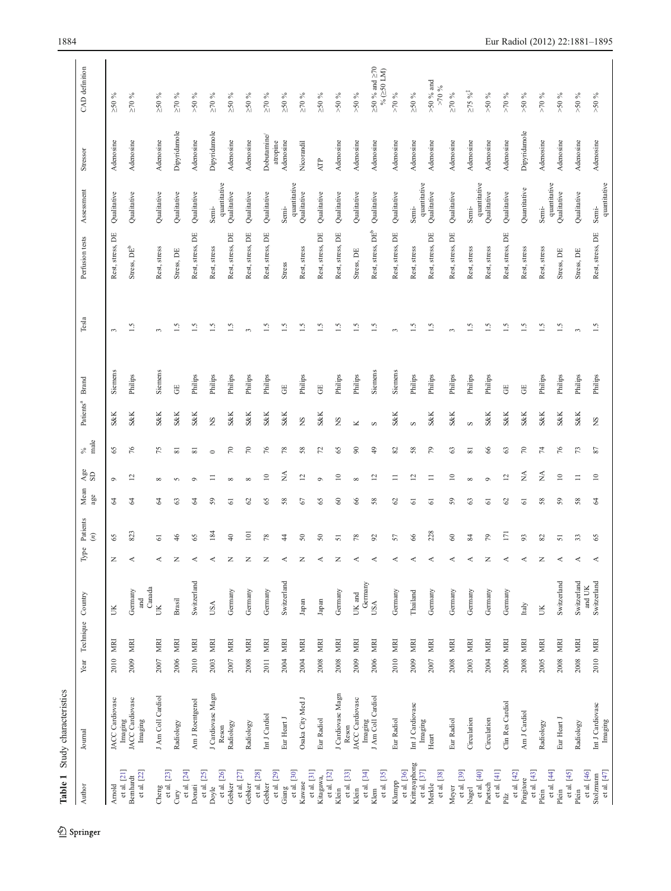**Table 1** Study characteristics

| Author | Journal | Year | Technique | Country | Type | Patients (n) | Mean age | Age SD | % male | Patients[a] | Brand | Tesla | Perfusion tests | Assessment | Stressor | CAD definition |
|---|---|---|---|---|---|---|---|---|---|---|---|---|---|---|---|---|
| Arnold et al. [21] | JACC Cardiovasc Imaging | 2010 | MRI | UK | N | 65 | 64 | 9 | 65 | S&K | Siemens | 3 | Rest, stress, DE | Qualitative | Adenosine | ≥50 % |
| Bernhardt et al. [22] | JACC Cardiovasc Imaging | 2009 | MRI | Germany and Canada | A | 823 | 64 | 12 | 76 | S&K | Philips | 1.5 | Stress, DE[b] | Qualitative | Adenosine | ≥70 % |
| Cheng et al. [23] | J Am Coll Cardiol | 2007 | MRI | UK | A | 61 | 64 | 8 | 75 | S&K | Siemens | 3 | Rest, stress | Qualitative | Adenosine | ≥50 % |
| Cury et al. [24] | Radiology | 2006 | MRI | Brasil | N | 46 | 63 | 5 | 81 | S&K | GE | 1.5 | Stress, DE | Qualitative | Dipyridamole | ≥70 % |
| Donati et al. [25] | Am J Roentgenol | 2010 | MRI | Switzerland | A | 65 | 64 | 9 | 81 | S&K | Philips | 1.5 | Rest, stress, DE | Qualitative | Adenosine | >50 % |
| Doyle et al. [26] | J Cardiovasc Magn Reson | 2003 | MRI | USA | A | 184 | 59 | 11 | 0 | NS | Philips | 1.5 | Rest, stress | Semi-quantitative | Dipyridamole | ≥70 % |
| Gebker et al. [27] | Radiology | 2007 | MRI | Germany | N | 40 | 61 | 8 | 70 | S&K | Philips | 1.5 | Rest, stress, DE | Qualitative | Adenosine | ≥50 % |
| Gebker et al. [28] | Radiology | 2008 | MRI | Germany | N | 101 | 62 | 8 | 70 | S&K | Philips | 3 | Rest, stress, DE | Qualitative | Adenosine | ≥50 % |
| Gebker et al. [29] | Int J Cardiol | 2011 | MRI | Germany | N | 78 | 65 | 10 | 76 | S&K | Philips | 1.5 | Rest, stress, DE | Qualitative | Dobutamine/ atropine | ≥70 % |
| Giang et al. [30] | Eur Heart J | 2004 | MRI | Switzerland | A | 44 | 58 | NA | 78 | S&K | GE | 1.5 | Stress | Semi-quantitative | Adenosine | ≥50 % |
| Kawase et al. [31] | Osaka City Med J | 2004 | MRI | Japan | N | 50 | 67 | 12 | 58 | NS | Philips | 1.5 | Rest, stress | Qualitative | Nicorandil | ≥70 % |
| Kitagawa, et al. [32] | Eur Radiol | 2008 | MRI | Japan | A | 50 | 65 | 9 | 72 | S&K | GE | 1.5 | Rest, stress, DE | Qualitative | ATP | ≥50 % |
| Klein et al. [33] | J Cardiovasc Magn Reson | 2008 | MRI | Germany | N | 51 | 60 | 10 | 65 | NS | Philips | 1.5 | Rest, stress, DE | Qualitative | Adenosine | >50 % |
| Klein et al. [34] | JACC Cardiovasc Imaging | 2009 | MRI | UK and Germany | A | 78 | 66 | 8 | 90 | K | Philips | 1.5 | Stress, DE | Qualitative | Adenosine | >50 % |
| Klem et al. [35] | J Am Coll Cardiol | 2006 | MRI | USA | A | 92 | 58 | 12 | 49 | S | Siemens | 1.5 | Rest, stress, DE[b] | Qualitative | Adenosine | ≥50 % and ≥70 % (≥50 LM) |
| Klumpp et al. [36] | Eur Radiol | 2010 | MRI | Germany | A | 57 | 62 | 11 | 82 | S&K | Siemens | 3 | Rest, stress, DE | Qualitative | Adenosine | >70 % |
| Krittayaphong et al. [37] | Int J Cardiovasc Imaging | 2009 | MRI | Thailand | A | 66 | 61 | 12 | 58 | S | Philips | 1.5 | Rest, stress | Semi-quantitative | Adenosine | ≥50 % |
| Merkle et al. [38] | Heart | 2007 | MRI | Germany | A | 228 | 61 | 11 | 79 | S&K | Philips | 1.5 | Rest, stress, DE | Qualitative | Adenosine | >50 % and >70 % |
| Meyer et al. [39] | Eur Radiol | 2008 | MRI | Germany | A | 60 | 59 | 10 | 63 | S&K | Philips | 3 | Rest, stress, DE | Qualitative | Adenosine | ≥70 % |
| Nagel et al. [40] | Circulation | 2003 | MRI | Germany | A | 84 | 63 | 8 | 81 | S | Philips | 1.5 | Rest, stress | Semi-quantitative | Adenosine | ≥75 %[‡] |
| Paetsch et al. [41] | Circulation | 2004 | MRI | Germany | N | 79 | 61 | 9 | 66 | S&K | Philips | 1.5 | Rest, stress | Qualitative | Adenosine | >50 % |
| Pilz et al. [42] | Clin Res Cardiol | 2006 | MRI | Germany | A | 171 | 62 | 12 | 63 | S&K | GE | 1.5 | Rest, stress, DE | Qualitative | Adenosine | >70 % |
| Pingitore et al. [43] | Am J Cardiol | 2008 | MRI | Italy | A | 93 | 61 | NA | 70 | S&K | GE | 1.5 | Rest, stress | Quantitative | Dipyridamole | >50 % |
| Plein et al. [44] | Radiology | 2005 | MRI | UK | N | 82 | 58 | NA | 74 | S&K | Philips | 1.5 | Rest, stress | Semi-quantitative | Adenosine | >70 % |
| Plein et al. [45] | Eur Heart J | 2008 | MRI | Switzerland | A | 51 | 59 | 10 | 76 | S&K | Philips | 1.5 | Stress, DE | Qualitative | Adenosine | >50 % |
| Plein et al. [46] | Radiology | 2008 | MRI | Switzerland and UK | A | 33 | 58 | 11 | 73 | S&K | Philips | 3 | Stress, DE | Qualitative | Adenosine | >50 % |
| Stolzmann et al. [47] | Int J Cardiovasc Imaging | 2010 | MRI | Switzerland | A | 65 | 64 | 10 | 87 | NS | Philips | 1.5 | Rest, stress, DE | Semi-quantitative | Adenosine | >50 % |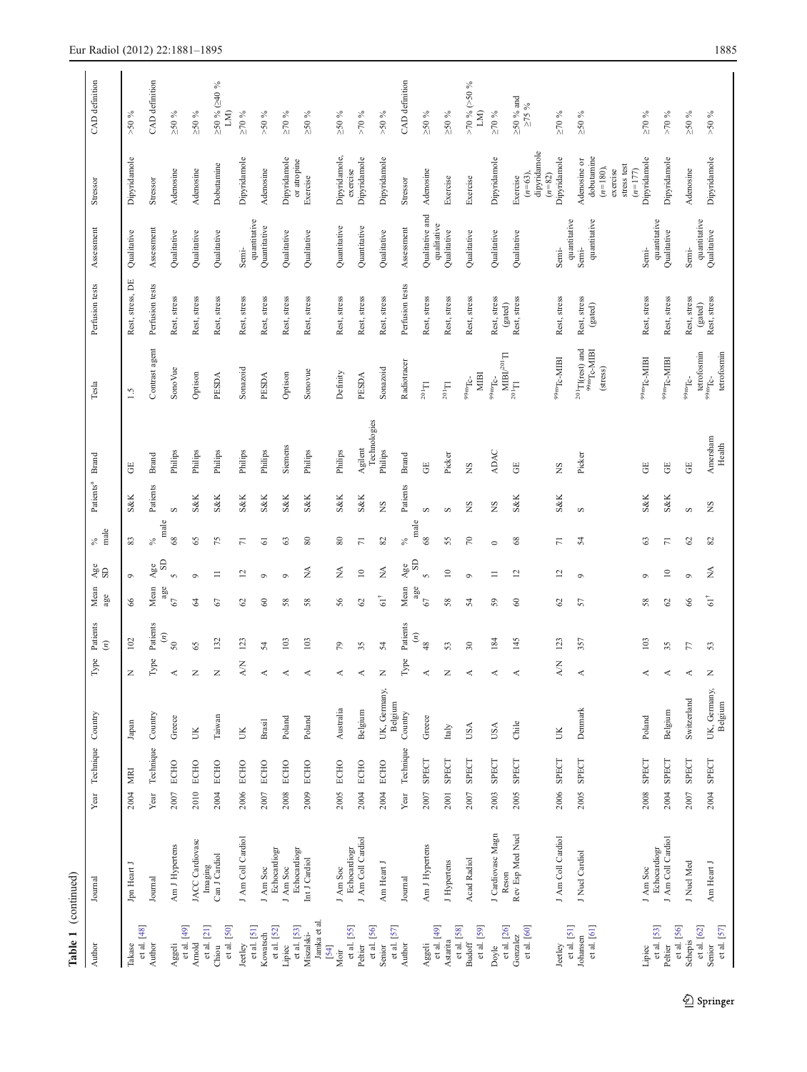**Table 1** (continued)

| Author | Journal | Year | Technique | Country | Type | Patients (n) | Mean age | Age SD | % male | Patients[a] | Brand | Tesla | Perfusion tests | Assessment | Stressor | CAD definition |
|---|---|---|---|---|---|---|---|---|---|---|---|---|---|---|---|---|
| Takase et al. [48] | Jpn Heart J | 2004 | MRI | Japan | N | 102 | 66 | 9 | 83 | S&K | GE | 1.5 | Rest, stress, DE | Qualitative | Dipyridamole | >50 % |
| Author | Journal | Year | Technique | Country | Type | Patients (n) | Mean age | Age SD | % male | Patients | Brand | Contrast agent | Perfusion tests | Assessment | Stressor | CAD definition |
| Aggeli et al. [49] | Am J Hypertens | 2007 | ECHO | Greece | A | 50 | 67 | 5 | 68 | S | Philips | SonoVue | Rest, stress | Qualitative | Adenosine | ≥50 % |
| Arnold et al. [21] | JACC Cardiovasc Imaging | 2010 | ECHO | UK | N | 65 | 64 | 9 | 65 | S&K | Philips | Optison | Rest, stress | Qualitative | Adenosine | ≥50 % |
| Chiou et al. [50] | Can J Cardiol | 2004 | ECHO | Taiwan | N | 132 | 67 | 11 | 75 | S&K | Philips | PESDA | Rest, stress | Qualitative | Dobutamine | ≥50 % (≥40 % LM) |
| Jeetley et al. [51] | J Am Coll Cardiol | 2006 | ECHO | UK | A/N | 123 | 62 | 12 | 71 | S&K | Philips | Sonazoid | Rest, stress | Semi-quantitative | Dipyridamole | ≥70 % |
| Kowatsch et al. [52] | J Am Soc Echocardiogr | 2007 | ECHO | Brasil | A | 54 | 60 | 9 | 61 | S&K | Philips | PESDA | Rest, stress | Quantitative | Adenosine | >50 % |
| Lipiec et al. [53] | J Am Soc Echocardiogr | 2008 | ECHO | Poland | A | 103 | 58 | 9 | 63 | S&K | Siemens | Optison | Rest, stress | Qualitative | Dipyridamole or atropine | ≥70 % |
| Miszalski-Jamka et al. [54] | Int J Cardiol | 2009 | ECHO | Poland | A | 103 | 58 | NA | 80 | S&K | Philips | Sonovue | Rest, stress | Qualitative | Exercise | ≥50 % |
| Moir et al. [55] | J Am Soc Echocardiogr | 2005 | ECHO | Australia | A | 79 | 56 | NA | 80 | S&K | Philips | Definity | Rest, stress | Quantitative | Dipyridamole, exercise | ≥50 % |
| Peltier et al. [56] | J Am Coll Cardiol | 2004 | ECHO | Belgium | A | 35 | 62 | 10 | 71 | S&K | Agilent Technologies | PESDA | Rest, stress | Quantitative | Dipyridamole | >70 % |
| Senior et al. [57] | Am Heart J | 2004 | ECHO | UK, Germany, Belgium | N | 54 | 61[†] | NA | 82 | NS | Philips | Sonazoid | Rest, stress | Qualitative | Dipyridamole | >50 % |
| Author | Journal | Year | Technique | Country | Type | Patients (n) | Mean age | Age SD | % male | Patients | Brand | Radiotracer | Perfusion tests | Assessment | Stressor | CAD definition |
| Aggeli et al. [49] | Am J Hypertens | 2007 | SPECT | Greece | A | 48 | 67 | 5 | 68 | S | GE | $^{201}$Tl | Rest, stress | Qualitative and qualitative | Adenosine | ≥50 % |
| Astarita et al. [58] | J Hypertens | 2001 | SPECT | Italy | N | 53 | 58 | 10 | 55 | S | Picker | $^{201}$Tl | Rest, stress | Qualitative | Exercise | ≥50 % |
| Budoff et al. [59] | Acad Radiol | 2007 | SPECT | USA | A | 30 | 54 | 9 | 70 | NS | NS | $^{99m}$Tc-MIBI | Rest, stress | Qualitative | Exercise | >70 % (>50 % LM) |
| Doyle et al. [26] | J Cardiovasc Magn Reson | 2003 | SPECT | USA | A | 184 | 59 | 11 | 0 | NS | ADAC | $^{99m}$Tc-MIBI/$^{201}$Tl | Rest, stress (gated) | Qualitative | Dipyridamole | ≥70 % |
| Gonzalez et al. [60] | Rev Esp Med Nucl | 2005 | SPECT | Chile | A | 145 | 60 | 12 | 68 | S&K | GE | $^{201}$Tl | Rest, stress | Qualitative | Exercise (n=63), dipyridamole (n=82) | ≥50 % and ≥75 % |
| Jeetley et al. [51] | J Am Coll Cardiol | 2006 | SPECT | UK | A/N | 123 | 62 | 12 | 71 | S&K | NS | $^{99m}$Tc-MIBI | Rest, stress | Semi-quantitative | Dipyridamole | ≥70 % |
| Johansen et al. [61] | J Nucl Cardiol | 2005 | SPECT | Denmark | A | 357 | 57 | 9 | 54 | S | Picker | $^{201}$Tl(rest) and $^{99m}$Tc-MIBI (stress) | Rest, stress (gated) | Semi-quantitative | Adenosine or dobutamine (n=180), exercise stress test (n=177) | ≥50 % |
| Lipiec et al. [53] | J Am Soc Echocardiogr | 2008 | SPECT | Poland | A | 103 | 58 | 9 | 63 | S&K | GE | $^{99m}$Tc-MIBI | Rest, stress | Semi-quantitative | Dipyridamole | ≥70 % |
| Peltier et al. [56] | J Am Coll Cardiol | 2004 | SPECT | Belgium | A | 35 | 62 | 10 | 71 | S&K | GE | $^{99m}$Tc-MIBI | Rest, stress | Qualitative | Dipyridamole | >70 % |
| Schepis et al. [62] | J Nucl Med | 2007 | SPECT | Switzerland | A | 77 | 66 | 9 | 62 | S | GE | $^{99m}$Tc-tetrofosmin | Rest, stress (gated) | Semi-quantitative | Adenosine | ≥50 % |
| Senior et al. [57] | Am Heart J | 2004 | SPECT | UK, Germany, Belgium | N | 53 | 61[†] | NA | 82 | NS | Amersham Health | $^{99m}$Tc-tetrofosmin | Rest, stress | Qualitative | Dipyridamole | >50 % |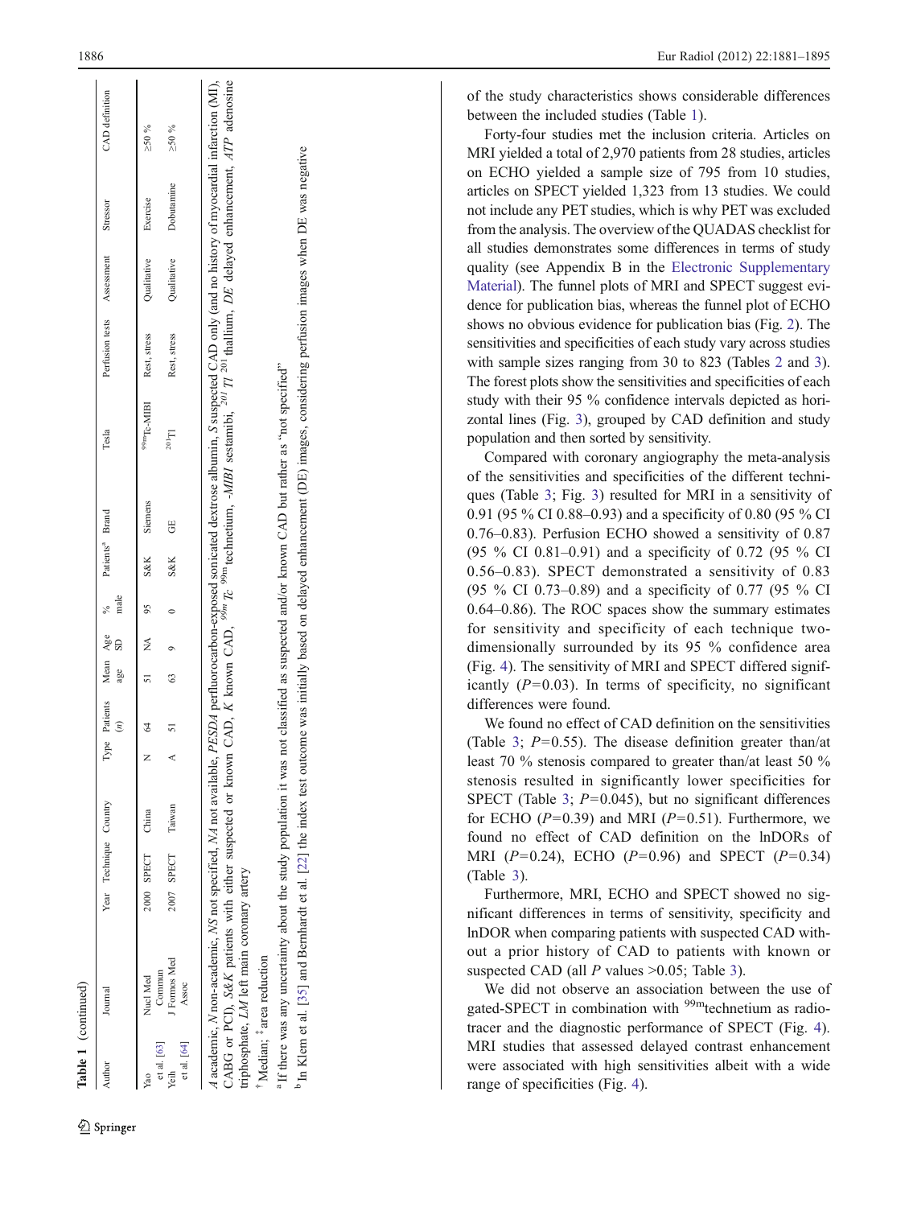**Table 1** (continued)

| Author | Journal | Year | Technique | Country | Type | Patients (*n*) | Mean age | Age SD | % male | Patients[a] | Brand | Tesla | Perfusion tests | Assessment | Stressor | CAD definition |
|---|---|---|---|---|---|---|---|---|---|---|---|---|---|---|---|---|
| Yao et al. [63] | Nucl Med Commun | 2000 | SPECT | China | N | 64 | 51 | NA | 95 | S&K | Siemens | $^{99m}$Tc-MIBI | Rest, stress | Qualitative | Exercise | ≥50 % |
| Yeih et al. [64] | J Formos Med Assoc | 2007 | SPECT | Taiwan | A | 51 | 63 | 9 | 0 | S&K | GE | $^{201}$Tl | Rest, stress | Qualitative | Dobutamine | ≥50 % |

*A* academic, *N* non-academic, *NS* not specified, *NA* not available, *PESDA* perfluorocarbon-exposed sonicated dextrose albumin, *S* suspected CAD only (and no history of myocardial infarction (MI), CABG or PCI), *S&K* patients with either suspected or known CAD, *K* known CAD, *$^{99m}$Tc* $^{99m}$technetium, *-MIBI* sestamibi, *$^{201}$Tl* $^{201}$thallium, *DE* delayed enhancement, *ATP* adenosine triphosphate, *LM* left main coronary artery

† Median; ‡ area reduction

[a] If there was any uncertainty about the study population it was not classified as suspected and/or known CAD but rather as "not specified"

[b] In Klem et al. [35] and Bernhardt et al. [22] the index test outcome was initially based on delayed enhancement (DE) images, considering perfusion images when DE was negative

of the study characteristics shows considerable differences between the included studies (Table 1).

Forty-four studies met the inclusion criteria. Articles on MRI yielded a total of 2,970 patients from 28 studies, articles on ECHO yielded a sample size of 795 from 10 studies, articles on SPECT yielded 1,323 from 13 studies. We could not include any PET studies, which is why PET was excluded from the analysis. The overview of the QUADAS checklist for all studies demonstrates some differences in terms of study quality (see Appendix B in the Electronic Supplementary Material). The funnel plots of MRI and SPECT suggest evidence for publication bias, whereas the funnel plot of ECHO shows no obvious evidence for publication bias (Fig. 2). The sensitivities and specificities of each study vary across studies with sample sizes ranging from 30 to 823 (Tables 2 and 3). The forest plots show the sensitivities and specificities of each study with their 95 % confidence intervals depicted as horizontal lines (Fig. 3), grouped by CAD definition and study population and then sorted by sensitivity.

Compared with coronary angiography the meta-analysis of the sensitivities and specificities of the different techniques (Table 3; Fig. 3) resulted for MRI in a sensitivity of 0.91 (95 % CI 0.88–0.93) and a specificity of 0.80 (95 % CI 0.76–0.83). Perfusion ECHO showed a sensitivity of 0.87 (95 % CI 0.81–0.91) and a specificity of 0.72 (95 % CI 0.56–0.83). SPECT demonstrated a sensitivity of 0.83 (95 % CI 0.73–0.89) and a specificity of 0.77 (95 % CI 0.64–0.86). The ROC spaces show the summary estimates for sensitivity and specificity of each technique two-dimensionally surrounded by its 95 % confidence area (Fig. 4). The sensitivity of MRI and SPECT differed significantly ($P=0.03$). In terms of specificity, no significant differences were found.

We found no effect of CAD definition on the sensitivities (Table 3; $P=0.55$). The disease definition greater than/at least 70 % stenosis compared to greater than/at least 50 % stenosis resulted in significantly lower specificities for SPECT (Table 3; $P=0.045$), but no significant differences for ECHO ($P=0.39$) and MRI ($P=0.51$). Furthermore, we found no effect of CAD definition on the lnDORs of MRI ($P=0.24$), ECHO ($P=0.96$) and SPECT ($P=0.34$) (Table 3).

Furthermore, MRI, ECHO and SPECT showed no significant differences in terms of sensitivity, specificity and lnDOR when comparing patients with suspected CAD without a prior history of CAD to patients with known or suspected CAD (all $P$ values >0.05; Table 3).

We did not observe an association between the use of gated-SPECT in combination with $^{99m}$technetium as radiotracer and the diagnostic performance of SPECT (Fig. 4). MRI studies that assessed delayed contrast enhancement were associated with high sensitivities albeit with a wide range of specificities (Fig. 4).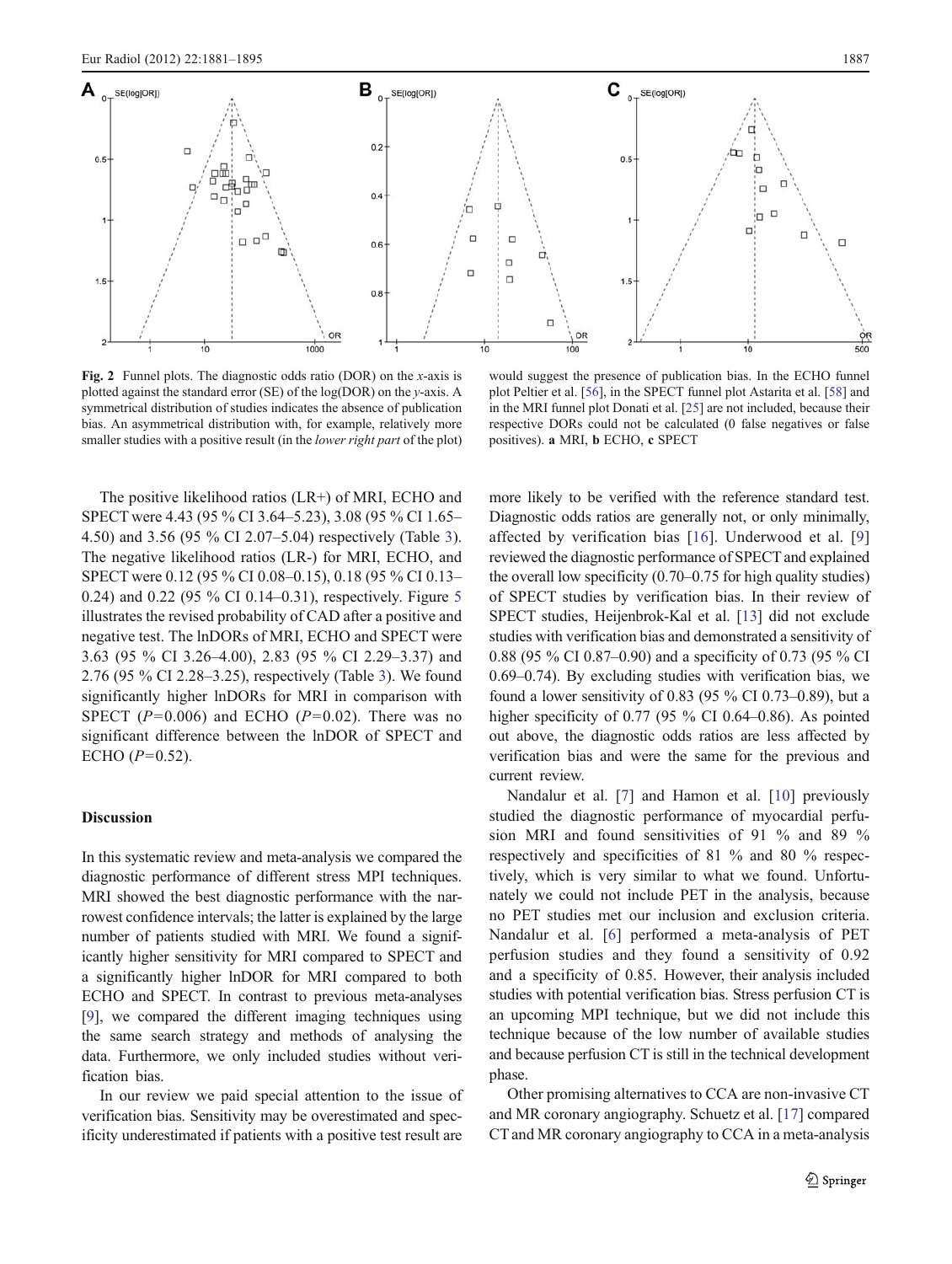**Fig. 2** Funnel plots. The diagnostic odds ratio (DOR) on the *x*-axis is plotted against the standard error (SE) of the log(DOR) on the *y*-axis. A symmetrical distribution of studies indicates the absence of publication bias. An asymmetrical distribution with, for example, relatively more smaller studies with a positive result (in the *lower right part* of the plot) would suggest the presence of publication bias. In the ECHO funnel plot Peltier et al. [56], in the SPECT funnel plot Astarita et al. [58] and in the MRI funnel plot Donati et al. [25] are not included, because their respective DORs could not be calculated (0 false negatives or false positives). **a** MRI, **b** ECHO, **c** SPECT

The positive likelihood ratios (LR+) of MRI, ECHO and SPECT were 4.43 (95 % CI 3.64–5.23), 3.08 (95 % CI 1.65–4.50) and 3.56 (95 % CI 2.07–5.04) respectively (Table 3). The negative likelihood ratios (LR-) for MRI, ECHO, and SPECT were 0.12 (95 % CI 0.08–0.15), 0.18 (95 % CI 0.13–0.24) and 0.22 (95 % CI 0.14–0.31), respectively. Figure 5 illustrates the revised probability of CAD after a positive and negative test. The lnDORs of MRI, ECHO and SPECT were 3.63 (95 % CI 3.26–4.00), 2.83 (95 % CI 2.29–3.37) and 2.76 (95 % CI 2.28–3.25), respectively (Table 3). We found significantly higher lnDORs for MRI in comparison with SPECT ($P=0.006$) and ECHO ($P=0.02$). There was no significant difference between the lnDOR of SPECT and ECHO ($P=0.52$).

## Discussion

In this systematic review and meta-analysis we compared the diagnostic performance of different stress MPI techniques. MRI showed the best diagnostic performance with the narrowest confidence intervals; the latter is explained by the large number of patients studied with MRI. We found a significantly higher sensitivity for MRI compared to SPECT and a significantly higher lnDOR for MRI compared to both ECHO and SPECT. In contrast to previous meta-analyses [9], we compared the different imaging techniques using the same search strategy and methods of analysing the data. Furthermore, we only included studies without verification bias.

In our review we paid special attention to the issue of verification bias. Sensitivity may be overestimated and specificity underestimated if patients with a positive test result are more likely to be verified with the reference standard test. Diagnostic odds ratios are generally not, or only minimally, affected by verification bias [16]. Underwood et al. [9] reviewed the diagnostic performance of SPECT and explained the overall low specificity (0.70–0.75 for high quality studies) of SPECT studies by verification bias. In their review of SPECT studies, Heijenbrok-Kal et al. [13] did not exclude studies with verification bias and demonstrated a sensitivity of 0.88 (95 % CI 0.87–0.90) and a specificity of 0.73 (95 % CI 0.69–0.74). By excluding studies with verification bias, we found a lower sensitivity of 0.83 (95 % CI 0.73–0.89), but a higher specificity of 0.77 (95 % CI 0.64–0.86). As pointed out above, the diagnostic odds ratios are less affected by verification bias and were the same for the previous and current review.

Nandalur et al. [7] and Hamon et al. [10] previously studied the diagnostic performance of myocardial perfusion MRI and found sensitivities of 91 % and 89 % respectively and specificities of 81 % and 80 % respectively, which is very similar to what we found. Unfortunately we could not include PET in the analysis, because no PET studies met our inclusion and exclusion criteria. Nandalur et al. [6] performed a meta-analysis of PET perfusion studies and they found a sensitivity of 0.92 and a specificity of 0.85. However, their analysis included studies with potential verification bias. Stress perfusion CT is an upcoming MPI technique, but we did not include this technique because of the low number of available studies and because perfusion CT is still in the technical development phase.

Other promising alternatives to CCA are non-invasive CT and MR coronary angiography. Schuetz et al. [17] compared CT and MR coronary angiography to CCA in a meta-analysis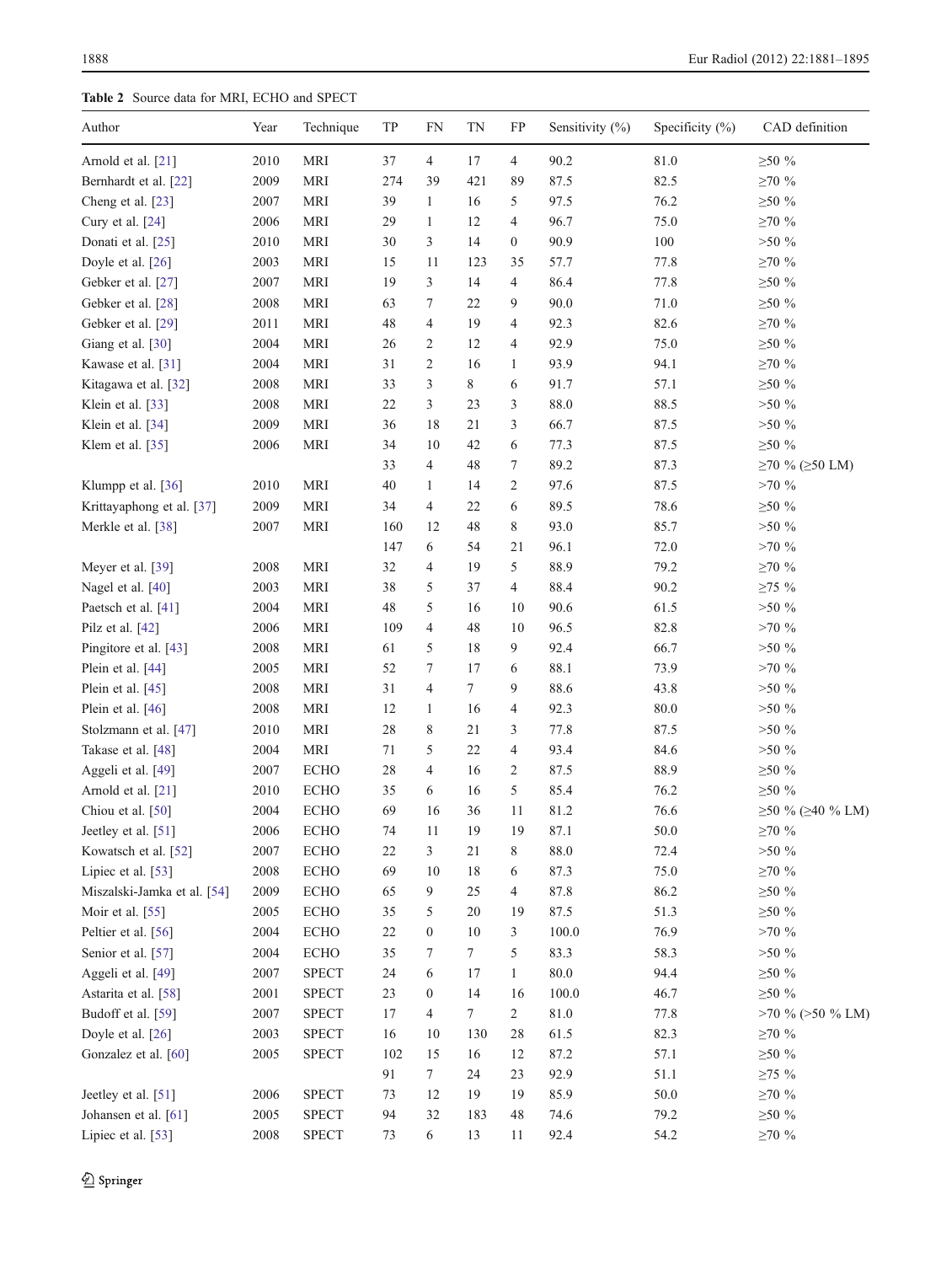**Table 2** Source data for MRI, ECHO and SPECT

| Author | Year | Technique | TP | FN | TN | FP | Sensitivity (%) | Specificity (%) | CAD definition |
|---|---|---|---|---|---|---|---|---|---|
| Arnold et al. [21] | 2010 | MRI | 37 | 4 | 17 | 4 | 90.2 | 81.0 | ≥50 % |
| Bernhardt et al. [22] | 2009 | MRI | 274 | 39 | 421 | 89 | 87.5 | 82.5 | ≥70 % |
| Cheng et al. [23] | 2007 | MRI | 39 | 1 | 16 | 5 | 97.5 | 76.2 | ≥50 % |
| Cury et al. [24] | 2006 | MRI | 29 | 1 | 12 | 4 | 96.7 | 75.0 | ≥70 % |
| Donati et al. [25] | 2010 | MRI | 30 | 3 | 14 | 0 | 90.9 | 100 | >50 % |
| Doyle et al. [26] | 2003 | MRI | 15 | 11 | 123 | 35 | 57.7 | 77.8 | ≥70 % |
| Gebker et al. [27] | 2007 | MRI | 19 | 3 | 14 | 4 | 86.4 | 77.8 | ≥50 % |
| Gebker et al. [28] | 2008 | MRI | 63 | 7 | 22 | 9 | 90.0 | 71.0 | ≥50 % |
| Gebker et al. [29] | 2011 | MRI | 48 | 4 | 19 | 4 | 92.3 | 82.6 | ≥70 % |
| Giang et al. [30] | 2004 | MRI | 26 | 2 | 12 | 4 | 92.9 | 75.0 | ≥50 % |
| Kawase et al. [31] | 2004 | MRI | 31 | 2 | 16 | 1 | 93.9 | 94.1 | ≥70 % |
| Kitagawa et al. [32] | 2008 | MRI | 33 | 3 | 8 | 6 | 91.7 | 57.1 | ≥50 % |
| Klein et al. [33] | 2008 | MRI | 22 | 3 | 23 | 3 | 88.0 | 88.5 | >50 % |
| Klein et al. [34] | 2009 | MRI | 36 | 18 | 21 | 3 | 66.7 | 87.5 | >50 % |
| Klem et al. [35] | 2006 | MRI | 34 | 10 | 42 | 6 | 77.3 | 87.5 | ≥50 % |
| | | | 33 | 4 | 48 | 7 | 89.2 | 87.3 | ≥70 % (≥50 LM) |
| Klumpp et al. [36] | 2010 | MRI | 40 | 1 | 14 | 2 | 97.6 | 87.5 | >70 % |
| Krittayaphong et al. [37] | 2009 | MRI | 34 | 4 | 22 | 6 | 89.5 | 78.6 | ≥50 % |
| Merkle et al. [38] | 2007 | MRI | 160 | 12 | 48 | 8 | 93.0 | 85.7 | >50 % |
| | | | 147 | 6 | 54 | 21 | 96.1 | 72.0 | >70 % |
| Meyer et al. [39] | 2008 | MRI | 32 | 4 | 19 | 5 | 88.9 | 79.2 | ≥70 % |
| Nagel et al. [40] | 2003 | MRI | 38 | 5 | 37 | 4 | 88.4 | 90.2 | ≥75 % |
| Paetsch et al. [41] | 2004 | MRI | 48 | 5 | 16 | 10 | 90.6 | 61.5 | >50 % |
| Pilz et al. [42] | 2006 | MRI | 109 | 4 | 48 | 10 | 96.5 | 82.8 | >70 % |
| Pingitore et al. [43] | 2008 | MRI | 61 | 5 | 18 | 9 | 92.4 | 66.7 | >50 % |
| Plein et al. [44] | 2005 | MRI | 52 | 7 | 17 | 6 | 88.1 | 73.9 | >70 % |
| Plein et al. [45] | 2008 | MRI | 31 | 4 | 7 | 9 | 88.6 | 43.8 | >50 % |
| Plein et al. [46] | 2008 | MRI | 12 | 1 | 16 | 4 | 92.3 | 80.0 | >50 % |
| Stolzmann et al. [47] | 2010 | MRI | 28 | 8 | 21 | 3 | 77.8 | 87.5 | >50 % |
| Takase et al. [48] | 2004 | MRI | 71 | 5 | 22 | 4 | 93.4 | 84.6 | >50 % |
| Aggeli et al. [49] | 2007 | ECHO | 28 | 4 | 16 | 2 | 87.5 | 88.9 | ≥50 % |
| Arnold et al. [21] | 2010 | ECHO | 35 | 6 | 16 | 5 | 85.4 | 76.2 | ≥50 % |
| Chiou et al. [50] | 2004 | ECHO | 69 | 16 | 36 | 11 | 81.2 | 76.6 | ≥50 % (≥40 % LM) |
| Jeetley et al. [51] | 2006 | ECHO | 74 | 11 | 19 | 19 | 87.1 | 50.0 | ≥70 % |
| Kowatsch et al. [52] | 2007 | ECHO | 22 | 3 | 21 | 8 | 88.0 | 72.4 | >50 % |
| Lipiec et al. [53] | 2008 | ECHO | 69 | 10 | 18 | 6 | 87.3 | 75.0 | ≥70 % |
| Miszalski-Jamka et al. [54] | 2009 | ECHO | 65 | 9 | 25 | 4 | 87.8 | 86.2 | ≥50 % |
| Moir et al. [55] | 2005 | ECHO | 35 | 5 | 20 | 19 | 87.5 | 51.3 | ≥50 % |
| Peltier et al. [56] | 2004 | ECHO | 22 | 0 | 10 | 3 | 100.0 | 76.9 | >70 % |
| Senior et al. [57] | 2004 | ECHO | 35 | 7 | 7 | 5 | 83.3 | 58.3 | >50 % |
| Aggeli et al. [49] | 2007 | SPECT | 24 | 6 | 17 | 1 | 80.0 | 94.4 | ≥50 % |
| Astarita et al. [58] | 2001 | SPECT | 23 | 0 | 14 | 16 | 100.0 | 46.7 | ≥50 % |
| Budoff et al. [59] | 2007 | SPECT | 17 | 4 | 7 | 2 | 81.0 | 77.8 | >70 % (>50 % LM) |
| Doyle et al. [26] | 2003 | SPECT | 16 | 10 | 130 | 28 | 61.5 | 82.3 | ≥70 % |
| Gonzalez et al. [60] | 2005 | SPECT | 102 | 15 | 16 | 12 | 87.2 | 57.1 | ≥50 % |
| | | | 91 | 7 | 24 | 23 | 92.9 | 51.1 | ≥75 % |
| Jeetley et al. [51] | 2006 | SPECT | 73 | 12 | 19 | 19 | 85.9 | 50.0 | ≥70 % |
| Johansen et al. [61] | 2005 | SPECT | 94 | 32 | 183 | 48 | 74.6 | 79.2 | ≥50 % |
| Lipiec et al. [53] | 2008 | SPECT | 73 | 6 | 13 | 11 | 92.4 | 54.2 | ≥70 % |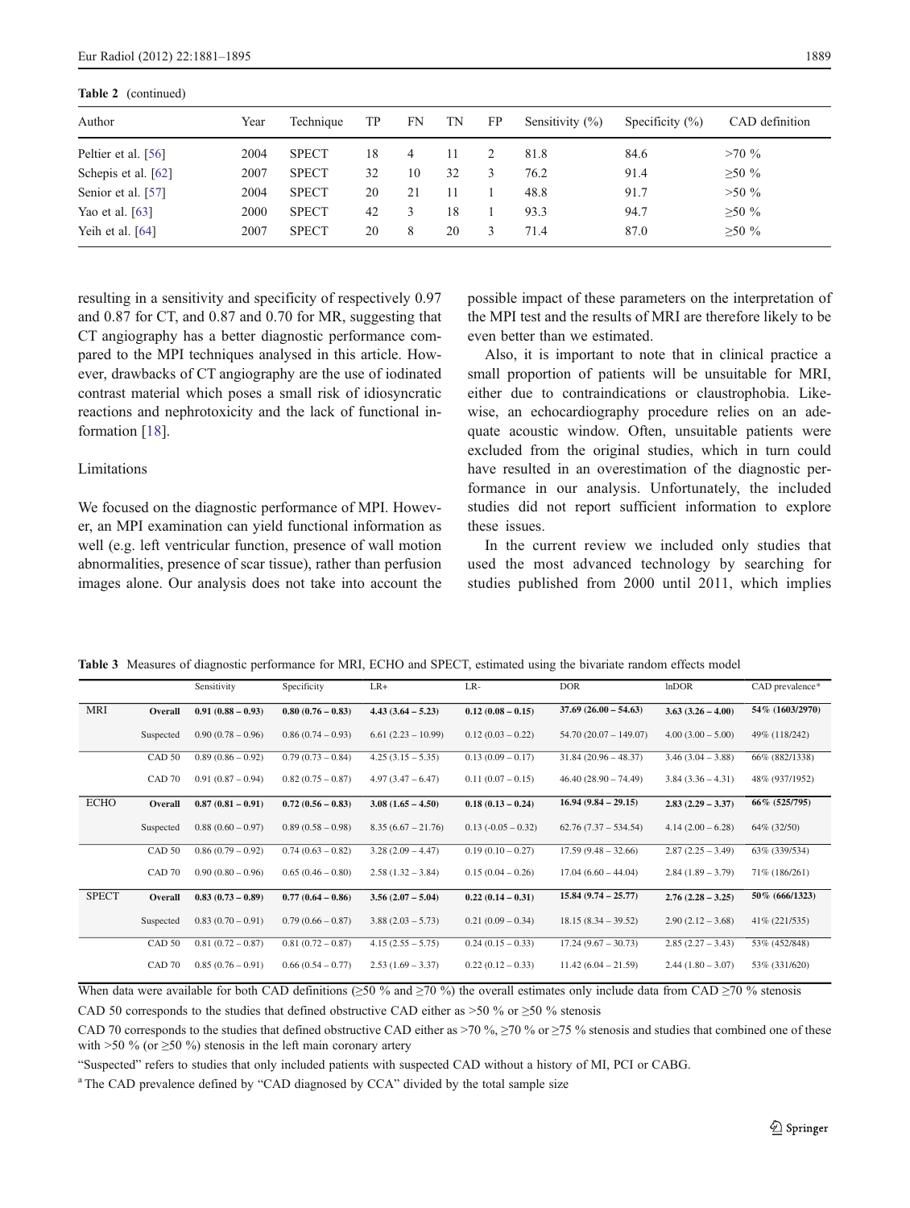**Table 2** (continued)

| Author | Year | Technique | TP | FN | TN | FP | Sensitivity (%) | Specificity (%) | CAD definition |
|---|---|---|---|---|---|---|---|---|---|
| Peltier et al. [56] | 2004 | SPECT | 18 | 4 | 11 | 2 | 81.8 | 84.6 | >70 % |
| Schepis et al. [62] | 2007 | SPECT | 32 | 10 | 32 | 3 | 76.2 | 91.4 | ≥50 % |
| Senior et al. [57] | 2004 | SPECT | 20 | 21 | 11 | 1 | 48.8 | 91.7 | >50 % |
| Yao et al. [63] | 2000 | SPECT | 42 | 3 | 18 | 1 | 93.3 | 94.7 | ≥50 % |
| Yeih et al. [64] | 2007 | SPECT | 20 | 8 | 20 | 3 | 71.4 | 87.0 | ≥50 % |

resulting in a sensitivity and specificity of respectively 0.97 and 0.87 for CT, and 0.87 and 0.70 for MR, suggesting that CT angiography has a better diagnostic performance compared to the MPI techniques analysed in this article. However, drawbacks of CT angiography are the use of iodinated contrast material which poses a small risk of idiosyncratic reactions and nephrotoxicity and the lack of functional information [18].

## Limitations

We focused on the diagnostic performance of MPI. However, an MPI examination can yield functional information as well (e.g. left ventricular function, presence of wall motion abnormalities, presence of scar tissue), rather than perfusion images alone. Our analysis does not take into account the possible impact of these parameters on the interpretation of the MPI test and the results of MRI are therefore likely to be even better than we estimated.

Also, it is important to note that in clinical practice a small proportion of patients will be unsuitable for MRI, either due to contraindications or claustrophobia. Likewise, an echocardiography procedure relies on an adequate acoustic window. Often, unsuitable patients were excluded from the original studies, which in turn could have resulted in an overestimation of the diagnostic performance in our analysis. Unfortunately, the included studies did not report sufficient information to explore these issues.

In the current review we included only studies that used the most advanced technology by searching for studies published from 2000 until 2011, which implies

**Table 3** Measures of diagnostic performance for MRI, ECHO and SPECT, estimated using the bivariate random effects model

| | | Sensitivity | Specificity | LR+ | LR- | DOR | lnDOR | CAD prevalence[a] |
|---|---|---|---|---|---|---|---|---|
| MRI | **Overall** | **0.91 (0.88 – 0.93)** | **0.80 (0.76 – 0.83)** | **4.43 (3.64 – 5.23)** | **0.12 (0.08 – 0.15)** | **37.69 (26.00 – 54.63)** | **3.63 (3.26 – 4.00)** | **54% (1603/2970)** |
| | Suspected | 0.90 (0.78 – 0.96) | 0.86 (0.74 – 0.93) | 6.61 (2.23 – 10.99) | 0.12 (0.03 – 0.22) | 54.70 (20.07 – 149.07) | 4.00 (3.00 – 5.00) | 49% (118/242) |
| | CAD 50 | 0.89 (0.86 – 0.92) | 0.79 (0.73 – 0.84) | 4.25 (3.15 – 5.35) | 0.13 (0.09 – 0.17) | 31.84 (20.96 – 48.37) | 3.46 (3.04 – 3.88) | 66% (882/1338) |
| | CAD 70 | 0.91 (0.87 – 0.94) | 0.82 (0.75 – 0.87) | 4.97 (3.47 – 6.47) | 0.11 (0.07 – 0.15) | 46.40 (28.90 – 74.49) | 3.84 (3.36 – 4.31) | 48% (937/1952) |
| ECHO | **Overall** | **0.87 (0.81 – 0.91)** | **0.72 (0.56 – 0.83)** | **3.08 (1.65 – 4.50)** | **0.18 (0.13 – 0.24)** | **16.94 (9.84 – 29.15)** | **2.83 (2.29 – 3.37)** | **66% (525/795)** |
| | Suspected | 0.88 (0.60 – 0.97) | 0.89 (0.58 – 0.98) | 8.35 (6.67 – 21.76) | 0.13 (-0.05 – 0.32) | 62.76 (7.37 – 534.54) | 4.14 (2.00 – 6.28) | 64% (32/50) |
| | CAD 50 | 0.86 (0.79 – 0.92) | 0.74 (0.63 – 0.82) | 3.28 (2.09 – 4.47) | 0.19 (0.10 – 0.27) | 17.59 (9.48 – 32.66) | 2.87 (2.25 – 3.49) | 63% (339/534) |
| | CAD 70 | 0.90 (0.80 – 0.96) | 0.65 (0.46 – 0.80) | 2.58 (1.32 – 3.84) | 0.15 (0.04 – 0.26) | 17.04 (6.60 – 44.04) | 2.84 (1.89 – 3.79) | 71% (186/261) |
| SPECT | **Overall** | **0.83 (0.73 – 0.89)** | **0.77 (0.64 – 0.86)** | **3.56 (2.07 – 5.04)** | **0.22 (0.14 – 0.31)** | **15.84 (9.74 – 25.77)** | **2.76 (2.28 – 3.25)** | **50% (666/1323)** |
| | Suspected | 0.83 (0.70 – 0.91) | 0.79 (0.66 – 0.87) | 3.88 (2.03 – 5.73) | 0.21 (0.09 – 0.34) | 18.15 (8.34 – 39.52) | 2.90 (2.12 – 3.68) | 41% (221/535) |
| | CAD 50 | 0.81 (0.72 – 0.87) | 0.81 (0.72 – 0.87) | 4.15 (2.55 – 5.75) | 0.24 (0.15 – 0.33) | 17.24 (9.67 – 30.73) | 2.85 (2.27 – 3.43) | 53% (452/848) |
| | CAD 70 | 0.85 (0.76 – 0.91) | 0.66 (0.54 – 0.77) | 2.53 (1.69 – 3.37) | 0.22 (0.12 – 0.33) | 11.42 (6.04 – 21.59) | 2.44 (1.80 – 3.07) | 53% (331/620) |

When data were available for both CAD definitions (≥50 % and ≥70 %) the overall estimates only include data from CAD ≥70 % stenosis

CAD 50 corresponds to the studies that defined obstructive CAD either as >50 % or ≥50 % stenosis

CAD 70 corresponds to the studies that defined obstructive CAD either as >70 %, ≥70 % or ≥75 % stenosis and studies that combined one of these with >50 % (or ≥50 %) stenosis in the left main coronary artery

"Suspected" refers to studies that only included patients with suspected CAD without a history of MI, PCI or CABG.

[a] The CAD prevalence defined by "CAD diagnosed by CCA" divided by the total sample size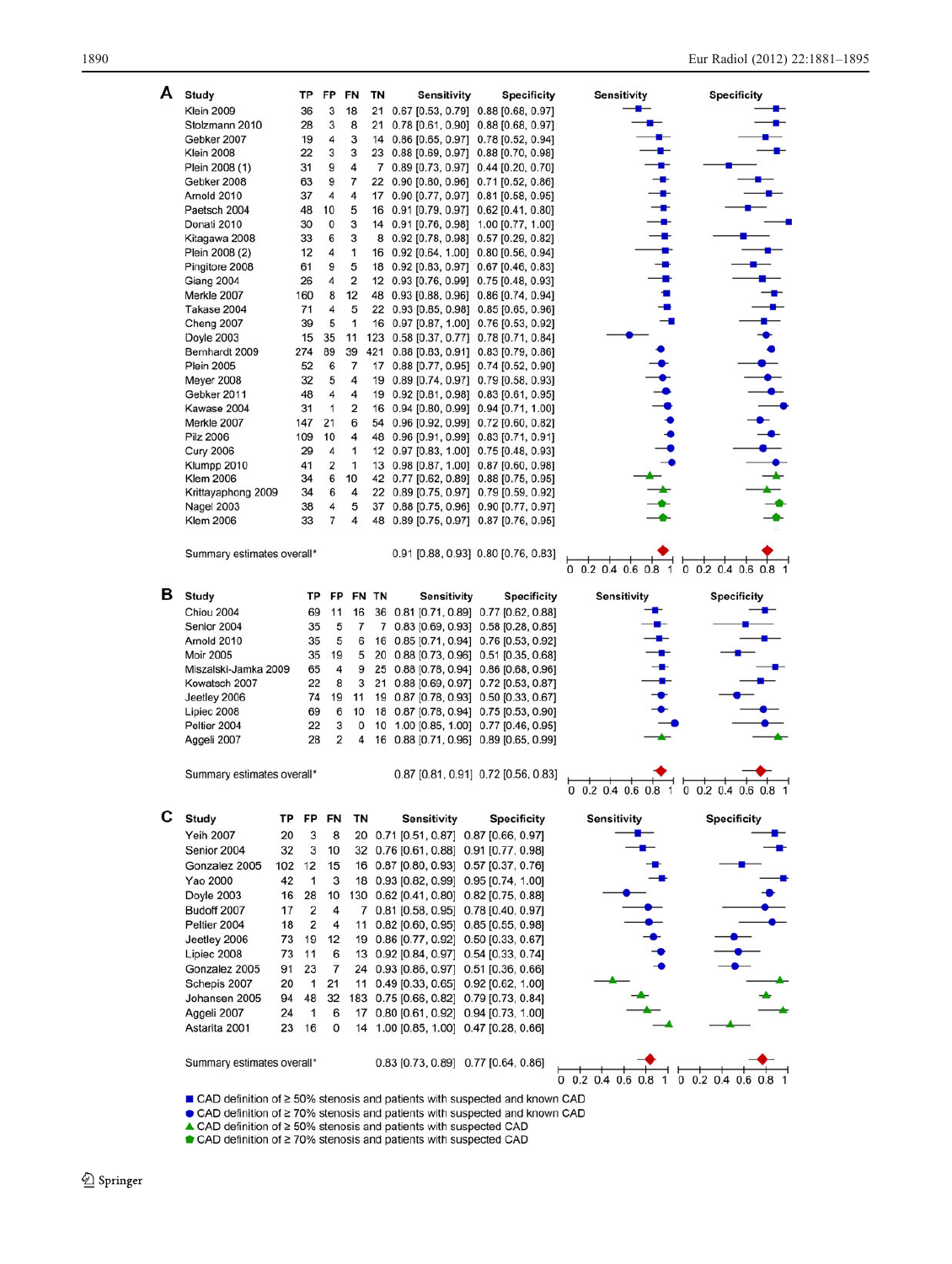**A**

| Study | TP | FP | FN | TN | Sensitivity | Specificity |
|---|---|---|---|---|---|---|
| Klein 2009 | 36 | 3 | 18 | 21 | 0.67 [0.53, 0.79] | 0.88 [0.68, 0.97] |
| Stolzmann 2010 | 28 | 3 | 8 | 21 | 0.78 [0.61, 0.90] | 0.88 [0.68, 0.97] |
| Gebker 2007 | 19 | 4 | 3 | 14 | 0.86 [0.65, 0.97] | 0.78 [0.52, 0.94] |
| Klein 2008 | 22 | 3 | 3 | 23 | 0.88 [0.69, 0.97] | 0.88 [0.70, 0.98] |
| Plein 2008 (1) | 31 | 9 | 4 | 7 | 0.89 [0.73, 0.97] | 0.44 [0.20, 0.70] |
| Gebker 2008 | 63 | 9 | 7 | 22 | 0.90 [0.80, 0.96] | 0.71 [0.52, 0.86] |
| Arnold 2010 | 37 | 4 | 4 | 17 | 0.90 [0.77, 0.97] | 0.81 [0.58, 0.95] |
| Paetsch 2004 | 48 | 10 | 5 | 16 | 0.91 [0.79, 0.97] | 0.62 [0.41, 0.80] |
| Donati 2010 | 30 | 0 | 3 | 14 | 0.91 [0.76, 0.98] | 1.00 [0.77, 1.00] |
| Kitagawa 2008 | 33 | 6 | 3 | 8 | 0.92 [0.78, 0.98] | 0.57 [0.29, 0.82] |
| Plein 2008 (2) | 12 | 4 | 1 | 16 | 0.92 [0.64, 1.00] | 0.80 [0.56, 0.94] |
| Pingitore 2008 | 61 | 9 | 5 | 18 | 0.92 [0.83, 0.97] | 0.67 [0.46, 0.83] |
| Giang 2004 | 26 | 4 | 2 | 12 | 0.93 [0.76, 0.99] | 0.75 [0.48, 0.93] |
| Merkle 2007 | 160 | 8 | 12 | 48 | 0.93 [0.88, 0.96] | 0.86 [0.74, 0.94] |
| Takase 2004 | 71 | 4 | 5 | 22 | 0.93 [0.85, 0.98] | 0.85 [0.65, 0.96] |
| Cheng 2007 | 39 | 5 | 1 | 16 | 0.97 [0.87, 1.00] | 0.76 [0.53, 0.92] |
| Doyle 2003 | 15 | 35 | 11 | 123 | 0.58 [0.37, 0.77] | 0.78 [0.71, 0.84] |
| Bernhardt 2009 | 274 | 69 | 39 | 421 | 0.88 [0.83, 0.91] | 0.83 [0.79, 0.86] |
| Plein 2005 | 52 | 6 | 7 | 17 | 0.88 [0.77, 0.95] | 0.74 [0.52, 0.90] |
| Meyer 2008 | 32 | 5 | 4 | 19 | 0.89 [0.74, 0.97] | 0.79 [0.58, 0.93] |
| Gebker 2011 | 48 | 4 | 4 | 19 | 0.92 [0.81, 0.98] | 0.83 [0.61, 0.95] |
| Kawase 2004 | 31 | 1 | 2 | 16 | 0.94 [0.80, 0.99] | 0.94 [0.71, 1.00] |
| Merkle 2007 | 147 | 21 | 6 | 54 | 0.96 [0.92, 0.99] | 0.72 [0.60, 0.82] |
| Pilz 2006 | 109 | 10 | 4 | 48 | 0.96 [0.91, 0.99] | 0.83 [0.71, 0.91] |
| Cury 2006 | 29 | 4 | 1 | 12 | 0.97 [0.83, 1.00] | 0.75 [0.48, 0.93] |
| Klumpp 2010 | 41 | 2 | 1 | 13 | 0.98 [0.87, 1.00] | 0.87 [0.60, 0.98] |
| Klem 2006 | 34 | 6 | 10 | 42 | 0.77 [0.62, 0.89] | 0.88 [0.75, 0.95] |
| Krittayaphong 2009 | 34 | 6 | 4 | 22 | 0.89 [0.75, 0.97] | 0.79 [0.59, 0.92] |
| Nagel 2003 | 38 | 4 | 5 | 37 | 0.88 [0.75, 0.96] | 0.90 [0.77, 0.97] |
| Klem 2006 | 33 | 7 | 4 | 48 | 0.89 [0.75, 0.97] | 0.87 [0.76, 0.95] |
| Summary estimates overall* | | | | | 0.91 [0.88, 0.93] | 0.80 [0.76, 0.83] |

**B**

| Study | TP | FP | FN | TN | Sensitivity | Specificity |
|---|---|---|---|---|---|---|
| Chiou 2004 | 69 | 11 | 16 | 36 | 0.81 [0.71, 0.89] | 0.77 [0.62, 0.88] |
| Senior 2004 | 35 | 5 | 7 | 7 | 0.83 [0.69, 0.93] | 0.58 [0.28, 0.85] |
| Arnold 2010 | 35 | 5 | 6 | 16 | 0.85 [0.71, 0.94] | 0.76 [0.53, 0.92] |
| Moir 2005 | 35 | 19 | 5 | 20 | 0.88 [0.73, 0.96] | 0.51 [0.35, 0.68] |
| Miszalski-Jamka 2009 | 65 | 4 | 9 | 25 | 0.88 [0.78, 0.94] | 0.86 [0.68, 0.96] |
| Kowatsch 2007 | 22 | 8 | 3 | 21 | 0.88 [0.69, 0.97] | 0.72 [0.53, 0.87] |
| Jeetley 2006 | 74 | 19 | 11 | 19 | 0.87 [0.78, 0.93] | 0.50 [0.33, 0.67] |
| Lipiec 2008 | 69 | 6 | 10 | 18 | 0.87 [0.78, 0.94] | 0.75 [0.53, 0.90] |
| Peltier 2004 | 22 | 3 | 0 | 10 | 1.00 [0.85, 1.00] | 0.77 [0.46, 0.95] |
| Aggeli 2007 | 28 | 2 | 4 | 16 | 0.88 [0.71, 0.96] | 0.89 [0.65, 0.99] |
| Summary estimates overall* | | | | | 0.87 [0.81, 0.91] | 0.72 [0.56, 0.83] |

**C**

| Study | TP | FP | FN | TN | Sensitivity | Specificity |
|---|---|---|---|---|---|---|
| Yeih 2007 | 20 | 3 | 8 | 20 | 0.71 [0.51, 0.87] | 0.87 [0.66, 0.97] |
| Senior 2004 | 32 | 3 | 10 | 32 | 0.76 [0.61, 0.88] | 0.91 [0.77, 0.98] |
| Gonzalez 2005 | 102 | 12 | 15 | 16 | 0.87 [0.80, 0.93] | 0.57 [0.37, 0.76] |
| Yao 2000 | 42 | 1 | 3 | 18 | 0.93 [0.82, 0.99] | 0.95 [0.74, 1.00] |
| Doyle 2003 | 16 | 28 | 10 | 130 | 0.62 [0.41, 0.80] | 0.82 [0.75, 0.88] |
| Budoff 2007 | 17 | 2 | 4 | 7 | 0.81 [0.58, 0.95] | 0.78 [0.40, 0.97] |
| Peltier 2004 | 18 | 2 | 4 | 11 | 0.82 [0.60, 0.95] | 0.85 [0.55, 0.98] |
| Jeetley 2006 | 73 | 19 | 12 | 19 | 0.86 [0.77, 0.92] | 0.50 [0.33, 0.67] |
| Lipiec 2008 | 73 | 11 | 6 | 13 | 0.92 [0.84, 0.97] | 0.54 [0.33, 0.74] |
| Gonzalez 2005 | 91 | 23 | 7 | 24 | 0.93 [0.86, 0.97] | 0.51 [0.36, 0.66] |
| Schepis 2007 | 20 | 1 | 21 | 11 | 0.49 [0.33, 0.65] | 0.92 [0.62, 1.00] |
| Johansen 2005 | 94 | 48 | 32 | 183 | 0.75 [0.66, 0.82] | 0.79 [0.73, 0.84] |
| Aggeli 2007 | 24 | 1 | 6 | 17 | 0.80 [0.61, 0.92] | 0.94 [0.73, 1.00] |
| Astarita 2001 | 23 | 16 | 0 | 14 | 1.00 [0.85, 1.00] | 0.47 [0.28, 0.66] |
| Summary estimates overall* | | | | | 0.83 [0.73, 0.89] | 0.77 [0.64, 0.86] |

■ CAD definition of ≥ 50% stenosis and patients with suspected and known CAD
● CAD definition of ≥ 70% stenosis and patients with suspected and known CAD
▲ CAD definition of ≥ 50% stenosis and patients with suspected CAD
⬟ CAD definition of ≥ 70% stenosis and patients with suspected CAD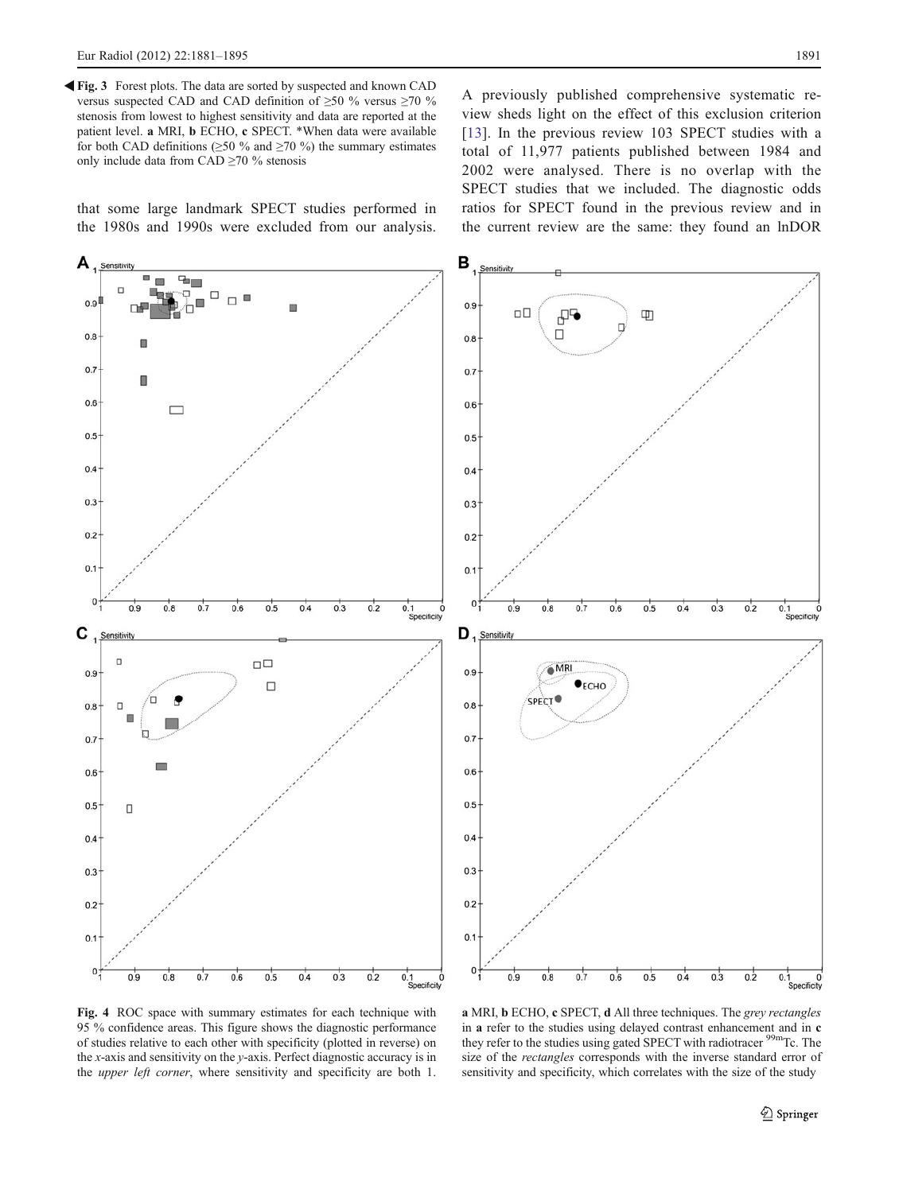◀ **Fig. 3** Forest plots. The data are sorted by suspected and known CAD versus suspected CAD and CAD definition of ≥50 % versus ≥70 % stenosis from lowest to highest sensitivity and data are reported at the patient level. **a** MRI, **b** ECHO, **c** SPECT. *When data were available for both CAD definitions (≥50 % and ≥70 %) the summary estimates only include data from CAD ≥70 % stenosis

that some large landmark SPECT studies performed in the 1980s and 1990s were excluded from our analysis. A previously published comprehensive systematic review sheds light on the effect of this exclusion criterion [13]. In the previous review 103 SPECT studies with a total of 11,977 patients published between 1984 and 2002 were analysed. There is no overlap with the SPECT studies that we included. The diagnostic odds ratios for SPECT found in the previous review and in the current review are the same: they found an lnDOR

**Fig. 4** ROC space with summary estimates for each technique with 95 % confidence areas. This figure shows the diagnostic performance of studies relative to each other with specificity (plotted in reverse) on the *x*-axis and sensitivity on the *y*-axis. Perfect diagnostic accuracy is in the *upper left corner*, where sensitivity and specificity are both 1. **a** MRI, **b** ECHO, **c** SPECT, **d** All three techniques. The *grey rectangles* in **a** refer to the studies using delayed contrast enhancement and in **c** they refer to the studies using gated SPECT with radiotracer $^{99m}$Tc. The size of the *rectangles* corresponds with the inverse standard error of sensitivity and specificity, which correlates with the size of the study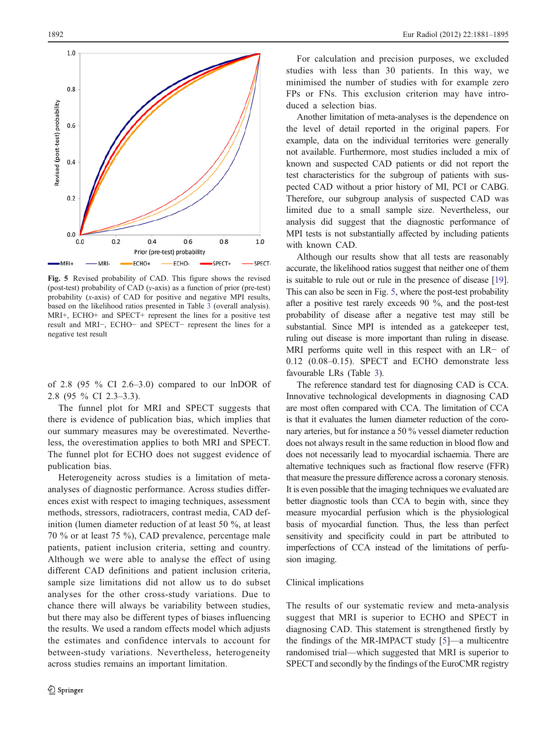1.0

0.8

0.6

0.4

0.2

0.0

0.0 0.2 0.4 0.6 0.8 1.0

Revised (post-test) probability

Prior (pre-test) probability

MRI+ MRI- ECHO+ ECHO- SPECT+ SPECT-

Fig. 5 Revised probability of CAD. This figure shows the revised (post-test) probability of CAD (*y*-axis) as a function of prior (pre-test) probability (*x*-axis) of CAD for positive and negative MPI results, based on the likelihood ratios presented in Table 3 (overall analysis). MRI+, ECHO+ and SPECT+ represent the lines for a positive test result and MRI−, ECHO− and SPECT− represent the lines for a negative test result

of 2.8 (95 % CI 2.6–3.0) compared to our lnDOR of 2.8 (95 % CI 2.3–3.3).

The funnel plot for MRI and SPECT suggests that there is evidence of publication bias, which implies that our summary measures may be overestimated. Nevertheless, the overestimation applies to both MRI and SPECT. The funnel plot for ECHO does not suggest evidence of publication bias.

Heterogeneity across studies is a limitation of meta-analyses of diagnostic performance. Across studies differences exist with respect to imaging techniques, assessment methods, stressors, radiotracers, contrast media, CAD definition (lumen diameter reduction of at least 50 %, at least 70 % or at least 75 %), CAD prevalence, percentage male patients, patient inclusion criteria, setting and country. Although we were able to analyse the effect of using different CAD definitions and patient inclusion criteria, sample size limitations did not allow us to do subset analyses for the other cross-study variations. Due to chance there will always be variability between studies, but there may also be different types of biases influencing the results. We used a random effects model which adjusts the estimates and confidence intervals to account for between-study variations. Nevertheless, heterogeneity across studies remains an important limitation.

For calculation and precision purposes, we excluded studies with less than 30 patients. In this way, we minimised the number of studies with for example zero FPs or FNs. This exclusion criterion may have introduced a selection bias.

Another limitation of meta-analyses is the dependence on the level of detail reported in the original papers. For example, data on the individual territories were generally not available. Furthermore, most studies included a mix of known and suspected CAD patients or did not report the test characteristics for the subgroup of patients with suspected CAD without a prior history of MI, PCI or CABG. Therefore, our subgroup analysis of suspected CAD was limited due to a small sample size. Nevertheless, our analysis did suggest that the diagnostic performance of MPI tests is not substantially affected by including patients with known CAD.

Although our results show that all tests are reasonably accurate, the likelihood ratios suggest that neither one of them is suitable to rule out or rule in the presence of disease [19]. This can also be seen in Fig. 5, where the post-test probability after a positive test rarely exceeds 90 %, and the post-test probability of disease after a negative test may still be substantial. Since MPI is intended as a gatekeeper test, ruling out disease is more important than ruling in disease. MRI performs quite well in this respect with an LR− of 0.12 (0.08–0.15). SPECT and ECHO demonstrate less favourable LRs (Table 3).

The reference standard test for diagnosing CAD is CCA. Innovative technological developments in diagnosing CAD are most often compared with CCA. The limitation of CCA is that it evaluates the lumen diameter reduction of the coronary arteries, but for instance a 50 % vessel diameter reduction does not always result in the same reduction in blood flow and does not necessarily lead to myocardial ischaemia. There are alternative techniques such as fractional flow reserve (FFR) that measure the pressure difference across a coronary stenosis. It is even possible that the imaging techniques we evaluated are better diagnostic tools than CCA to begin with, since they measure myocardial perfusion which is the physiological basis of myocardial function. Thus, the less than perfect sensitivity and specificity could in part be attributed to imperfections of CCA instead of the limitations of perfusion imaging.

## Clinical implications

The results of our systematic review and meta-analysis suggest that MRI is superior to ECHO and SPECT in diagnosing CAD. This statement is strengthened firstly by the findings of the MR-IMPACT study [5]—a multicentre randomised trial—which suggested that MRI is superior to SPECT and secondly by the findings of the EuroCMR registry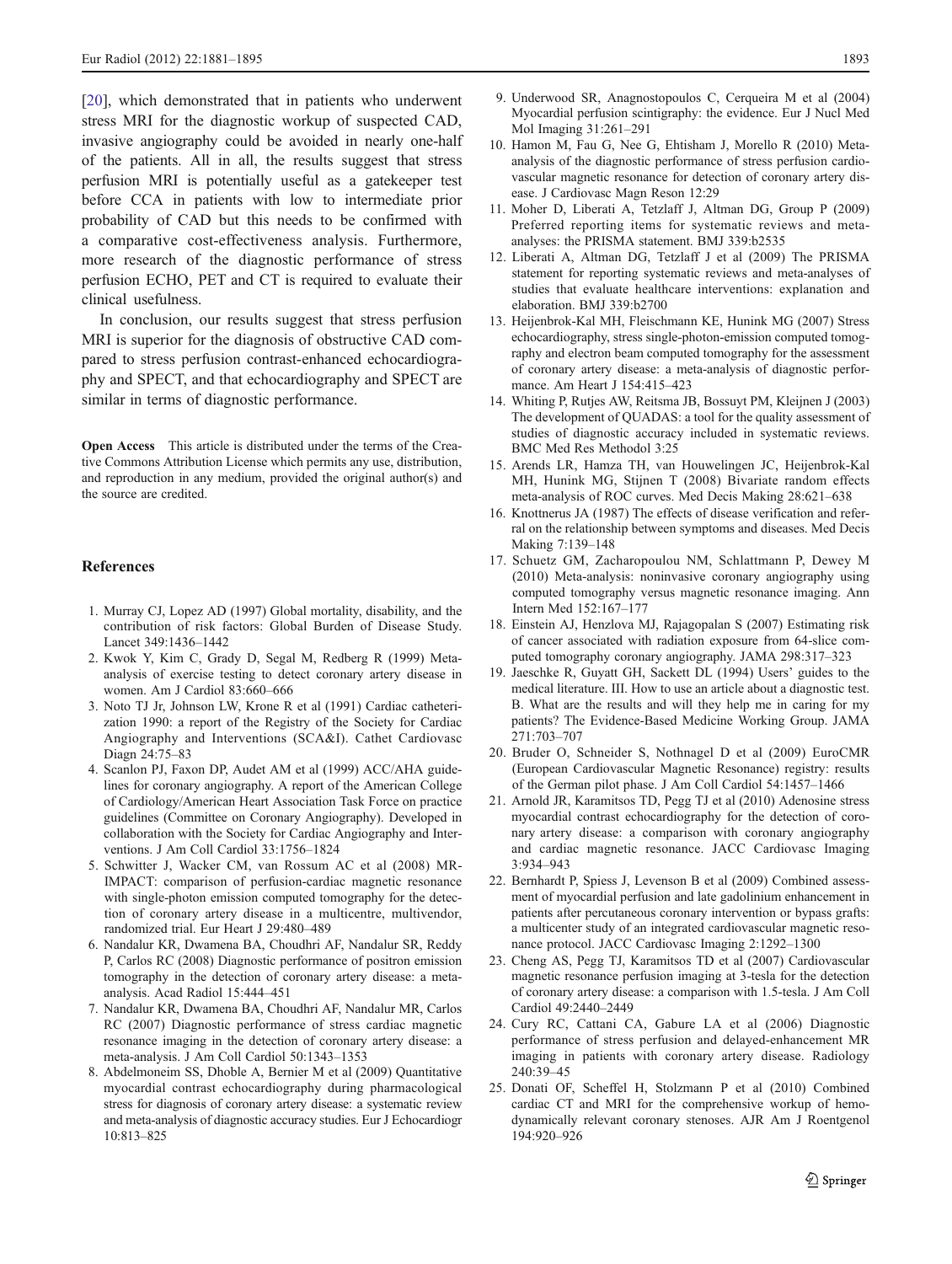[20], which demonstrated that in patients who underwent stress MRI for the diagnostic workup of suspected CAD, invasive angiography could be avoided in nearly one-half of the patients. All in all, the results suggest that stress perfusion MRI is potentially useful as a gatekeeper test before CCA in patients with low to intermediate prior probability of CAD but this needs to be confirmed with a comparative cost-effectiveness analysis. Furthermore, more research of the diagnostic performance of stress perfusion ECHO, PET and CT is required to evaluate their clinical usefulness.

In conclusion, our results suggest that stress perfusion MRI is superior for the diagnosis of obstructive CAD compared to stress perfusion contrast-enhanced echocardiography and SPECT, and that echocardiography and SPECT are similar in terms of diagnostic performance.

**Open Access** This article is distributed under the terms of the Creative Commons Attribution License which permits any use, distribution, and reproduction in any medium, provided the original author(s) and the source are credited.

## References

1. Murray CJ, Lopez AD (1997) Global mortality, disability, and the contribution of risk factors: Global Burden of Disease Study. Lancet 349:1436–1442
2. Kwok Y, Kim C, Grady D, Segal M, Redberg R (1999) Meta-analysis of exercise testing to detect coronary artery disease in women. Am J Cardiol 83:660–666
3. Noto TJ Jr, Johnson LW, Krone R et al (1991) Cardiac catheterization 1990: a report of the Registry of the Society for Cardiac Angiography and Interventions (SCA&I). Cathet Cardiovasc Diagn 24:75–83
4. Scanlon PJ, Faxon DP, Audet AM et al (1999) ACC/AHA guidelines for coronary angiography. A report of the American College of Cardiology/American Heart Association Task Force on practice guidelines (Committee on Coronary Angiography). Developed in collaboration with the Society for Cardiac Angiography and Interventions. J Am Coll Cardiol 33:1756–1824
5. Schwitter J, Wacker CM, van Rossum AC et al (2008) MR-IMPACT: comparison of perfusion-cardiac magnetic resonance with single-photon emission computed tomography for the detection of coronary artery disease in a multicentre, multivendor, randomized trial. Eur Heart J 29:480–489
6. Nandalur KR, Dwamena BA, Choudhri AF, Nandalur SR, Reddy P, Carlos RC (2008) Diagnostic performance of positron emission tomography in the detection of coronary artery disease: a meta-analysis. Acad Radiol 15:444–451
7. Nandalur KR, Dwamena BA, Choudhri AF, Nandalur MR, Carlos RC (2007) Diagnostic performance of stress cardiac magnetic resonance imaging in the detection of coronary artery disease: a meta-analysis. J Am Coll Cardiol 50:1343–1353
8. Abdelmoneim SS, Dhoble A, Bernier M et al (2009) Quantitative myocardial contrast echocardiography during pharmacological stress for diagnosis of coronary artery disease: a systematic review and meta-analysis of diagnostic accuracy studies. Eur J Echocardiogr 10:813–825
9. Underwood SR, Anagnostopoulos C, Cerqueira M et al (2004) Myocardial perfusion scintigraphy: the evidence. Eur J Nucl Med Mol Imaging 31:261–291
10. Hamon M, Fau G, Nee G, Ehtisham J, Morello R (2010) Meta-analysis of the diagnostic performance of stress perfusion cardiovascular magnetic resonance for detection of coronary artery disease. J Cardiovasc Magn Reson 12:29
11. Moher D, Liberati A, Tetzlaff J, Altman DG, Group P (2009) Preferred reporting items for systematic reviews and meta-analyses: the PRISMA statement. BMJ 339:b2535
12. Liberati A, Altman DG, Tetzlaff J et al (2009) The PRISMA statement for reporting systematic reviews and meta-analyses of studies that evaluate healthcare interventions: explanation and elaboration. BMJ 339:b2700
13. Heijenbrok-Kal MH, Fleischmann KE, Hunink MG (2007) Stress echocardiography, stress single-photon-emission computed tomography and electron beam computed tomography for the assessment of coronary artery disease: a meta-analysis of diagnostic performance. Am Heart J 154:415–423
14. Whiting P, Rutjes AW, Reitsma JB, Bossuyt PM, Kleijnen J (2003) The development of QUADAS: a tool for the quality assessment of studies of diagnostic accuracy included in systematic reviews. BMC Med Res Methodol 3:25
15. Arends LR, Hamza TH, van Houwelingen JC, Heijenbrok-Kal MH, Hunink MG, Stijnen T (2008) Bivariate random effects meta-analysis of ROC curves. Med Decis Making 28:621–638
16. Knottnerus JA (1987) The effects of disease verification and referral on the relationship between symptoms and diseases. Med Decis Making 7:139–148
17. Schuetz GM, Zacharopoulou NM, Schlattmann P, Dewey M (2010) Meta-analysis: noninvasive coronary angiography using computed tomography versus magnetic resonance imaging. Ann Intern Med 152:167–177
18. Einstein AJ, Henzlova MJ, Rajagopalan S (2007) Estimating risk of cancer associated with radiation exposure from 64-slice computed tomography coronary angiography. JAMA 298:317–323
19. Jaeschke R, Guyatt GH, Sackett DL (1994) Users' guides to the medical literature. III. How to use an article about a diagnostic test. B. What are the results and will they help me in caring for my patients? The Evidence-Based Medicine Working Group. JAMA 271:703–707
20. Bruder O, Schneider S, Nothnagel D et al (2009) EuroCMR (European Cardiovascular Magnetic Resonance) registry: results of the German pilot phase. J Am Coll Cardiol 54:1457–1466
21. Arnold JR, Karamitsos TD, Pegg TJ et al (2010) Adenosine stress myocardial contrast echocardiography for the detection of coronary artery disease: a comparison with coronary angiography and cardiac magnetic resonance. JACC Cardiovasc Imaging 3:934–943
22. Bernhardt P, Spiess J, Levenson B et al (2009) Combined assessment of myocardial perfusion and late gadolinium enhancement in patients after percutaneous coronary intervention or bypass grafts: a multicenter study of an integrated cardiovascular magnetic resonance protocol. JACC Cardiovasc Imaging 2:1292–1300
23. Cheng AS, Pegg TJ, Karamitsos TD et al (2007) Cardiovascular magnetic resonance perfusion imaging at 3-tesla for the detection of coronary artery disease: a comparison with 1.5-tesla. J Am Coll Cardiol 49:2440–2449
24. Cury RC, Cattani CA, Gabure LA et al (2006) Diagnostic performance of stress perfusion and delayed-enhancement MR imaging in patients with coronary artery disease. Radiology 240:39–45
25. Donati OF, Scheffel H, Stolzmann P et al (2010) Combined cardiac CT and MRI for the comprehensive workup of hemodynamically relevant coronary stenoses. AJR Am J Roentgenol 194:920–926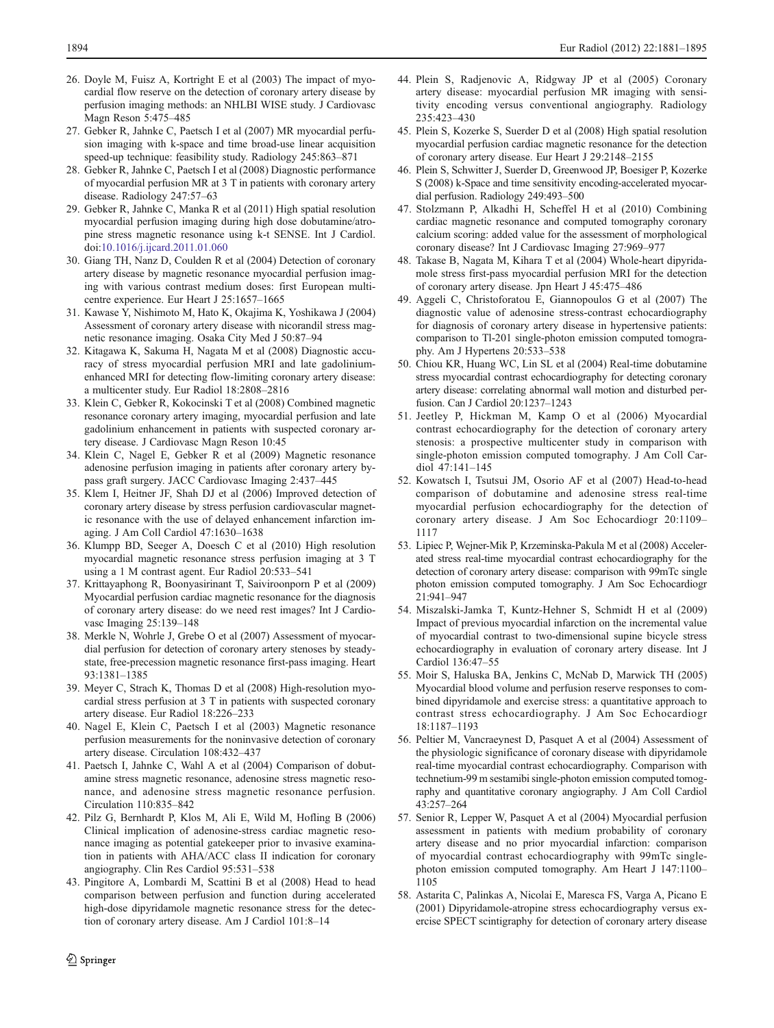26. Doyle M, Fuisz A, Kortright E et al (2003) The impact of myocardial flow reserve on the detection of coronary artery disease by perfusion imaging methods: an NHLBI WISE study. J Cardiovasc Magn Reson 5:475–485
27. Gebker R, Jahnke C, Paetsch I et al (2007) MR myocardial perfusion imaging with k-space and time broad-use linear acquisition speed-up technique: feasibility study. Radiology 245:863–871
28. Gebker R, Jahnke C, Paetsch I et al (2008) Diagnostic performance of myocardial perfusion MR at 3 T in patients with coronary artery disease. Radiology 247:57–63
29. Gebker R, Jahnke C, Manka R et al (2011) High spatial resolution myocardial perfusion imaging during high dose dobutamine/atropine stress magnetic resonance using k-t SENSE. Int J Cardiol. doi:10.1016/j.ijcard.2011.01.060
30. Giang TH, Nanz D, Coulden R et al (2004) Detection of coronary artery disease by magnetic resonance myocardial perfusion imaging with various contrast medium doses: first European multicentre experience. Eur Heart J 25:1657–1665
31. Kawase Y, Nishimoto M, Hato K, Okajima K, Yoshikawa J (2004) Assessment of coronary artery disease with nicorandil stress magnetic resonance imaging. Osaka City Med J 50:87–94
32. Kitagawa K, Sakuma H, Nagata M et al (2008) Diagnostic accuracy of stress myocardial perfusion MRI and late gadolinium-enhanced MRI for detecting flow-limiting coronary artery disease: a multicenter study. Eur Radiol 18:2808–2816
33. Klein C, Gebker R, Kokocinski T et al (2008) Combined magnetic resonance coronary artery imaging, myocardial perfusion and late gadolinium enhancement in patients with suspected coronary artery disease. J Cardiovasc Magn Reson 10:45
34. Klein C, Nagel E, Gebker R et al (2009) Magnetic resonance adenosine perfusion imaging in patients after coronary artery bypass graft surgery. JACC Cardiovasc Imaging 2:437–445
35. Klem I, Heitner JF, Shah DJ et al (2006) Improved detection of coronary artery disease by stress perfusion cardiovascular magnetic resonance with the use of delayed enhancement infarction imaging. J Am Coll Cardiol 47:1630–1638
36. Klumpp BD, Seeger A, Doesch C et al (2010) High resolution myocardial magnetic resonance stress perfusion imaging at 3 T using a 1 M contrast agent. Eur Radiol 20:533–541
37. Krittayaphong R, Boonyasirinant T, Saiviroonporn P et al (2009) Myocardial perfusion cardiac magnetic resonance for the diagnosis of coronary artery disease: do we need rest images? Int J Cardiovasc Imaging 25:139–148
38. Merkle N, Wohrle J, Grebe O et al (2007) Assessment of myocardial perfusion for detection of coronary artery stenoses by steady-state, free-precession magnetic resonance first-pass imaging. Heart 93:1381–1385
39. Meyer C, Strach K, Thomas D et al (2008) High-resolution myocardial stress perfusion at 3 T in patients with suspected coronary artery disease. Eur Radiol 18:226–233
40. Nagel E, Klein C, Paetsch I et al (2003) Magnetic resonance perfusion measurements for the noninvasive detection of coronary artery disease. Circulation 108:432–437
41. Paetsch I, Jahnke C, Wahl A et al (2004) Comparison of dobutamine stress magnetic resonance, adenosine stress magnetic resonance, and adenosine stress magnetic resonance perfusion. Circulation 110:835–842
42. Pilz G, Bernhardt P, Klos M, Ali E, Wild M, Hofling B (2006) Clinical implication of adenosine-stress cardiac magnetic resonance imaging as potential gatekeeper prior to invasive examination in patients with AHA/ACC class II indication for coronary angiography. Clin Res Cardiol 95:531–538
43. Pingitore A, Lombardi M, Scattini B et al (2008) Head to head comparison between perfusion and function during accelerated high-dose dipyridamole magnetic resonance stress for the detection of coronary artery disease. Am J Cardiol 101:8–14
44. Plein S, Radjenovic A, Ridgway JP et al (2005) Coronary artery disease: myocardial perfusion MR imaging with sensitivity encoding versus conventional angiography. Radiology 235:423–430
45. Plein S, Kozerke S, Suerder D et al (2008) High spatial resolution myocardial perfusion cardiac magnetic resonance for the detection of coronary artery disease. Eur Heart J 29:2148–2155
46. Plein S, Schwitter J, Suerder D, Greenwood JP, Boesiger P, Kozerke S (2008) k-Space and time sensitivity encoding-accelerated myocardial perfusion. Radiology 249:493–500
47. Stolzmann P, Alkadhi H, Scheffel H et al (2010) Combining cardiac magnetic resonance and computed tomography coronary calcium scoring: added value for the assessment of morphological coronary disease? Int J Cardiovasc Imaging 27:969–977
48. Takase B, Nagata M, Kihara T et al (2004) Whole-heart dipyridamole stress first-pass myocardial perfusion MRI for the detection of coronary artery disease. Jpn Heart J 45:475–486
49. Aggeli C, Christoforatou E, Giannopoulos G et al (2007) The diagnostic value of adenosine stress-contrast echocardiography for diagnosis of coronary artery disease in hypertensive patients: comparison to Tl-201 single-photon emission computed tomography. Am J Hypertens 20:533–538
50. Chiou KR, Huang WC, Lin SL et al (2004) Real-time dobutamine stress myocardial contrast echocardiography for detecting coronary artery disease: correlating abnormal wall motion and disturbed perfusion. Can J Cardiol 20:1237–1243
51. Jeetley P, Hickman M, Kamp O et al (2006) Myocardial contrast echocardiography for the detection of coronary artery stenosis: a prospective multicenter study in comparison with single-photon emission computed tomography. J Am Coll Cardiol 47:141–145
52. Kowatsch I, Tsutsui JM, Osorio AF et al (2007) Head-to-head comparison of dobutamine and adenosine stress real-time myocardial perfusion echocardiography for the detection of coronary artery disease. J Am Soc Echocardiogr 20:1109–1117
53. Lipiec P, Wejner-Mik P, Krzeminska-Pakula M et al (2008) Accelerated stress real-time myocardial contrast echocardiography for the detection of coronary artery disease: comparison with 99mTc single photon emission computed tomography. J Am Soc Echocardiogr 21:941–947
54. Miszalski-Jamka T, Kuntz-Hehner S, Schmidt H et al (2009) Impact of previous myocardial infarction on the incremental value of myocardial contrast to two-dimensional supine bicycle stress echocardiography in evaluation of coronary artery disease. Int J Cardiol 136:47–55
55. Moir S, Haluska BA, Jenkins C, McNab D, Marwick TH (2005) Myocardial blood volume and perfusion reserve responses to combined dipyridamole and exercise stress: a quantitative approach to contrast stress echocardiography. J Am Soc Echocardiogr 18:1187–1193
56. Peltier M, Vancraeynest D, Pasquet A et al (2004) Assessment of the physiologic significance of coronary disease with dipyridamole real-time myocardial contrast echocardiography. Comparison with technetium-99 m sestamibi single-photon emission computed tomography and quantitative coronary angiography. J Am Coll Cardiol 43:257–264
57. Senior R, Lepper W, Pasquet A et al (2004) Myocardial perfusion assessment in patients with medium probability of coronary artery disease and no prior myocardial infarction: comparison of myocardial contrast echocardiography with 99mTc single-photon emission computed tomography. Am Heart J 147:1100–1105
58. Astarita C, Palinkas A, Nicolai E, Maresca FS, Varga A, Picano E (2001) Dipyridamole-atropine stress echocardiography versus exercise SPECT scintigraphy for detection of coronary artery disease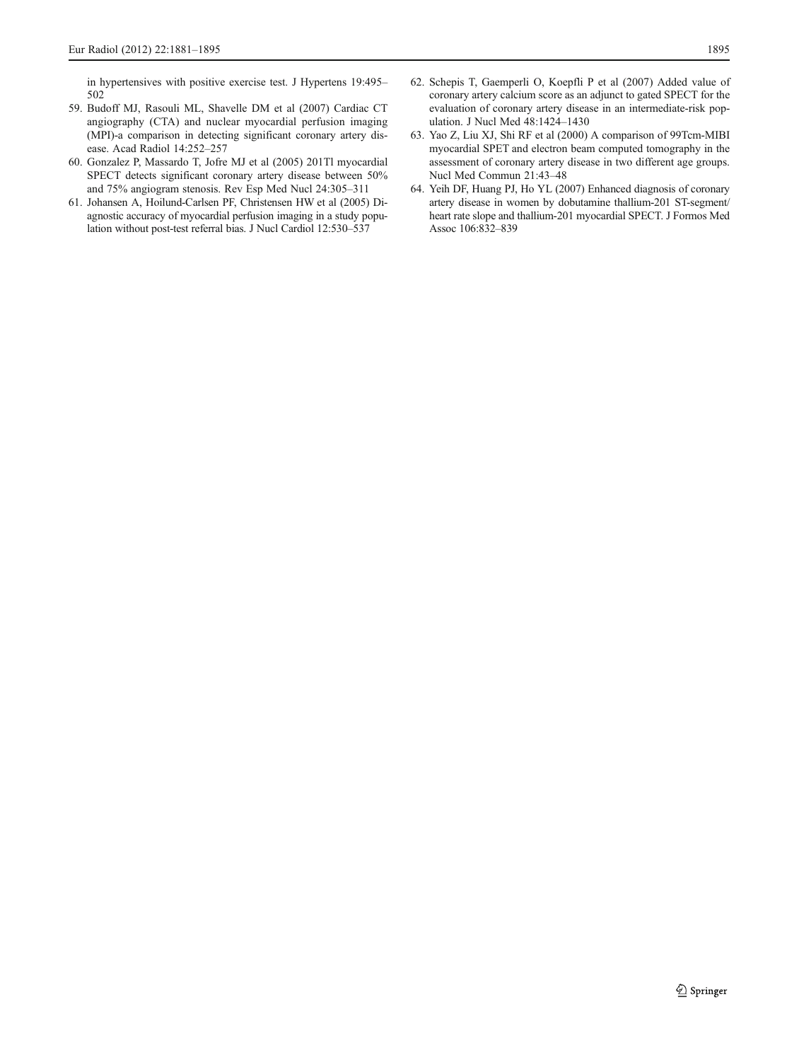in hypertensives with positive exercise test. J Hypertens 19:495–502

59. Budoff MJ, Rasouli ML, Shavelle DM et al (2007) Cardiac CT angiography (CTA) and nuclear myocardial perfusion imaging (MPI)-a comparison in detecting significant coronary artery disease. Acad Radiol 14:252–257
60. Gonzalez P, Massardo T, Jofre MJ et al (2005) 201Tl myocardial SPECT detects significant coronary artery disease between 50% and 75% angiogram stenosis. Rev Esp Med Nucl 24:305–311
61. Johansen A, Hoilund-Carlsen PF, Christensen HW et al (2005) Diagnostic accuracy of myocardial perfusion imaging in a study population without post-test referral bias. J Nucl Cardiol 12:530–537
62. Schepis T, Gaemperli O, Koepfli P et al (2007) Added value of coronary artery calcium score as an adjunct to gated SPECT for the evaluation of coronary artery disease in an intermediate-risk population. J Nucl Med 48:1424–1430
63. Yao Z, Liu XJ, Shi RF et al (2000) A comparison of 99Tcm-MIBI myocardial SPET and electron beam computed tomography in the assessment of coronary artery disease in two different age groups. Nucl Med Commun 21:43–48
64. Yeih DF, Huang PJ, Ho YL (2007) Enhanced diagnosis of coronary artery disease in women by dobutamine thallium-201 ST-segment/heart rate slope and thallium-201 myocardial SPECT. J Formos Med Assoc 106:832–839